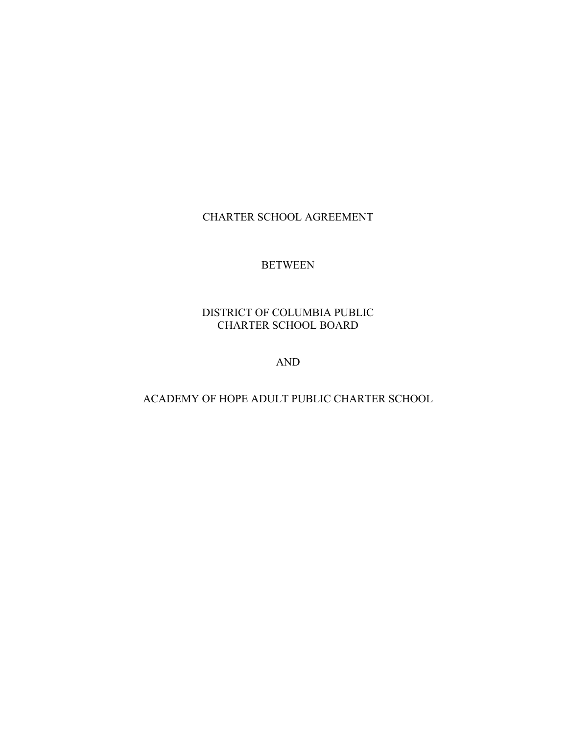# CHARTER SCHOOL AGREEMENT

BETWEEN

DISTRICT OF COLUMBIA PUBLIC
CHARTER SCHOOL BOARD

AND

ACADEMY OF HOPE ADULT PUBLIC CHARTER SCHOOL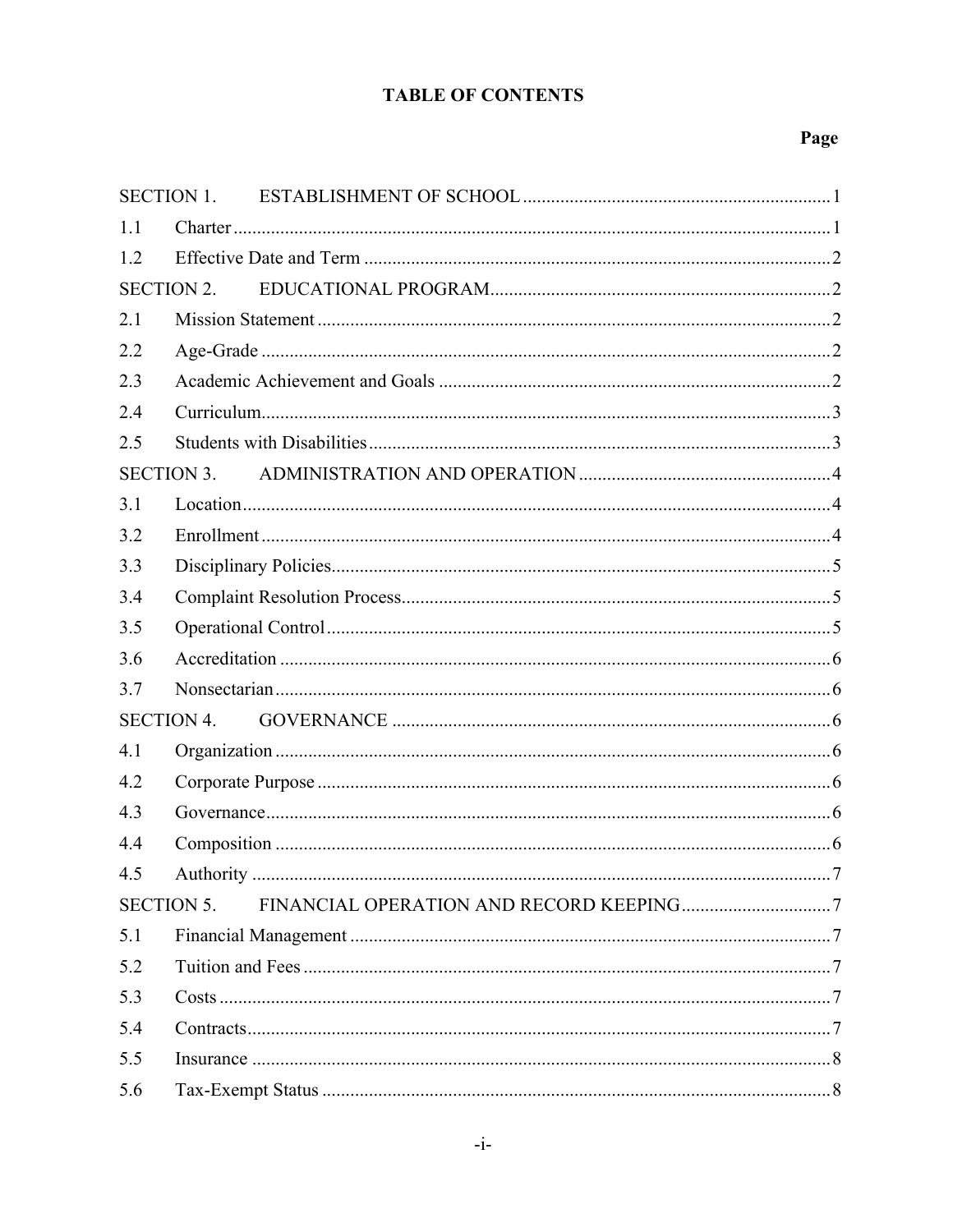# TABLE OF CONTENTS

| | | Page |
|---|---|---|
| SECTION 1. | ESTABLISHMENT OF SCHOOL | 1 |
| 1.1 | Charter | 1 |
| 1.2 | Effective Date and Term | 2 |
| SECTION 2. | EDUCATIONAL PROGRAM | 2 |
| 2.1 | Mission Statement | 2 |
| 2.2 | Age-Grade | 2 |
| 2.3 | Academic Achievement and Goals | 2 |
| 2.4 | Curriculum | 3 |
| 2.5 | Students with Disabilities | 3 |
| SECTION 3. | ADMINISTRATION AND OPERATION | 4 |
| 3.1 | Location | 4 |
| 3.2 | Enrollment | 4 |
| 3.3 | Disciplinary Policies | 5 |
| 3.4 | Complaint Resolution Process | 5 |
| 3.5 | Operational Control | 5 |
| 3.6 | Accreditation | 6 |
| 3.7 | Nonsectarian | 6 |
| SECTION 4. | GOVERNANCE | 6 |
| 4.1 | Organization | 6 |
| 4.2 | Corporate Purpose | 6 |
| 4.3 | Governance | 6 |
| 4.4 | Composition | 6 |
| 4.5 | Authority | 7 |
| SECTION 5. | FINANCIAL OPERATION AND RECORD KEEPING | 7 |
| 5.1 | Financial Management | 7 |
| 5.2 | Tuition and Fees | 7 |
| 5.3 | Costs | 7 |
| 5.4 | Contracts | 7 |
| 5.5 | Insurance | 8 |
| 5.6 | Tax-Exempt Status | 8 |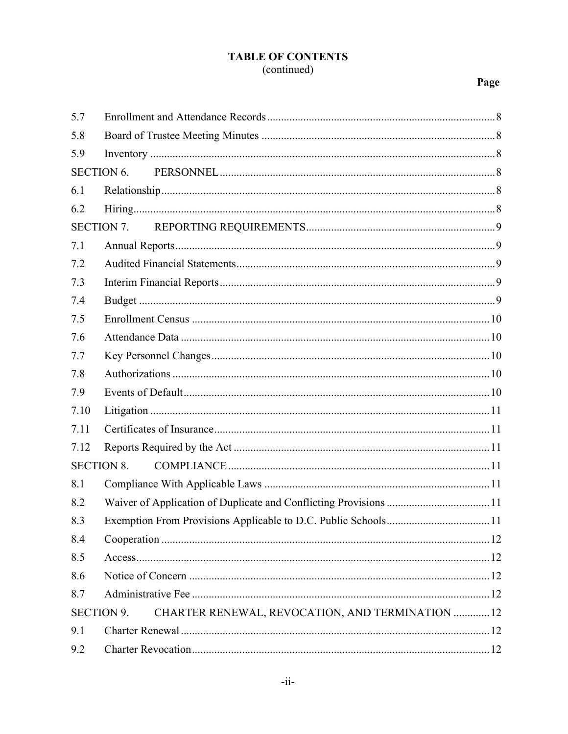**TABLE OF CONTENTS**
(continued)

| | | Page |
|---|---|---|
| 5.7 | Enrollment and Attendance Records | 8 |
| 5.8 | Board of Trustee Meeting Minutes | 8 |
| 5.9 | Inventory | 8 |
| SECTION 6. | PERSONNEL | 8 |
| 6.1 | Relationship | 8 |
| 6.2 | Hiring | 8 |
| SECTION 7. | REPORTING REQUIREMENTS | 9 |
| 7.1 | Annual Reports | 9 |
| 7.2 | Audited Financial Statements | 9 |
| 7.3 | Interim Financial Reports | 9 |
| 7.4 | Budget | 9 |
| 7.5 | Enrollment Census | 10 |
| 7.6 | Attendance Data | 10 |
| 7.7 | Key Personnel Changes | 10 |
| 7.8 | Authorizations | 10 |
| 7.9 | Events of Default | 10 |
| 7.10 | Litigation | 11 |
| 7.11 | Certificates of Insurance | 11 |
| 7.12 | Reports Required by the Act | 11 |
| SECTION 8. | COMPLIANCE | 11 |
| 8.1 | Compliance With Applicable Laws | 11 |
| 8.2 | Waiver of Application of Duplicate and Conflicting Provisions | 11 |
| 8.3 | Exemption From Provisions Applicable to D.C. Public Schools | 11 |
| 8.4 | Cooperation | 12 |
| 8.5 | Access | 12 |
| 8.6 | Notice of Concern | 12 |
| 8.7 | Administrative Fee | 12 |
| SECTION 9. | CHARTER RENEWAL, REVOCATION, AND TERMINATION | 12 |
| 9.1 | Charter Renewal | 12 |
| 9.2 | Charter Revocation | 12 |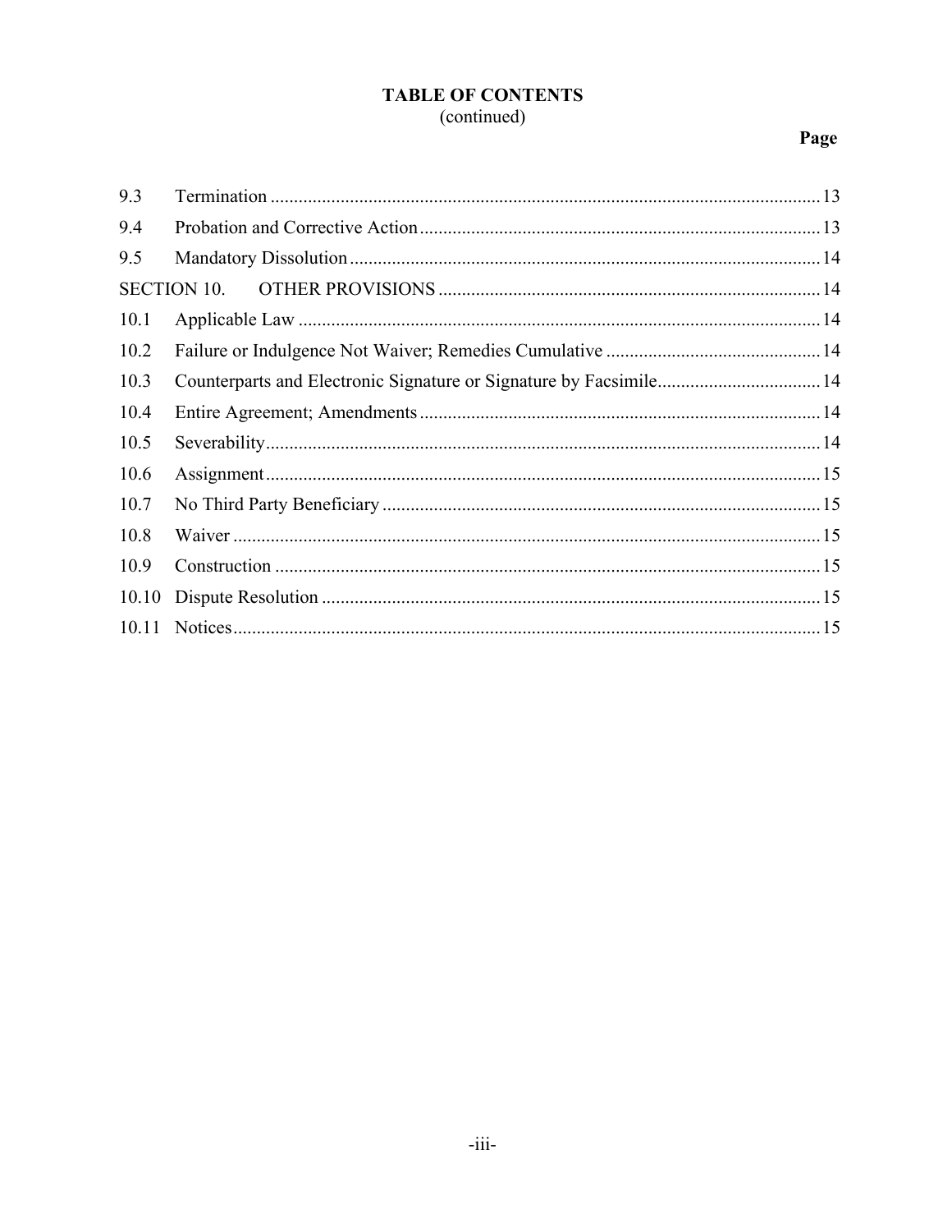**TABLE OF CONTENTS**
(continued)

| | | Page |
|---|---|---|
| 9.3 | Termination | 13 |
| 9.4 | Probation and Corrective Action | 13 |
| 9.5 | Mandatory Dissolution | 14 |
| SECTION 10. | OTHER PROVISIONS | 14 |
| 10.1 | Applicable Law | 14 |
| 10.2 | Failure or Indulgence Not Waiver; Remedies Cumulative | 14 |
| 10.3 | Counterparts and Electronic Signature or Signature by Facsimile | 14 |
| 10.4 | Entire Agreement; Amendments | 14 |
| 10.5 | Severability | 14 |
| 10.6 | Assignment | 15 |
| 10.7 | No Third Party Beneficiary | 15 |
| 10.8 | Waiver | 15 |
| 10.9 | Construction | 15 |
| 10.10 | Dispute Resolution | 15 |
| 10.11 | Notices | 15 |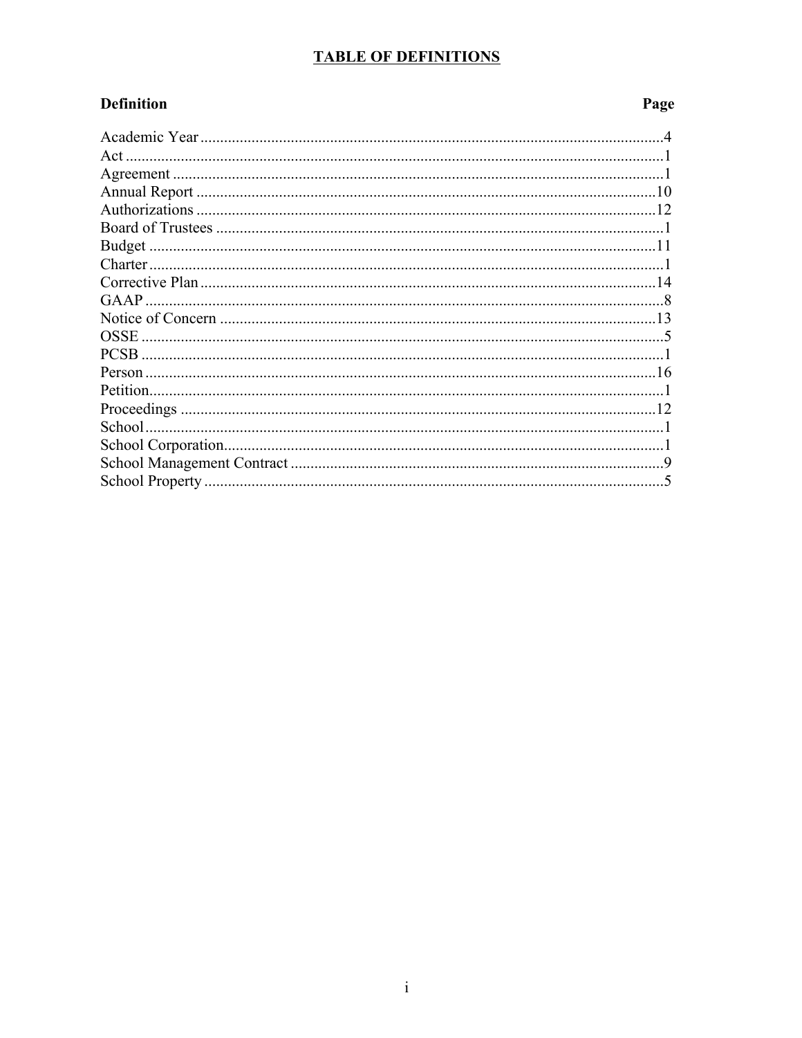# TABLE OF DEFINITIONS

| Definition | Page |
|---|---|
| Academic Year | 4 |
| Act | 1 |
| Agreement | 1 |
| Annual Report | 10 |
| Authorizations | 12 |
| Board of Trustees | 1 |
| Budget | 11 |
| Charter | 1 |
| Corrective Plan | 14 |
| GAAP | 8 |
| Notice of Concern | 13 |
| OSSE | 5 |
| PCSB | 1 |
| Person | 16 |
| Petition | 1 |
| Proceedings | 12 |
| School | 1 |
| School Corporation | 1 |
| School Management Contract | 9 |
| School Property | 5 |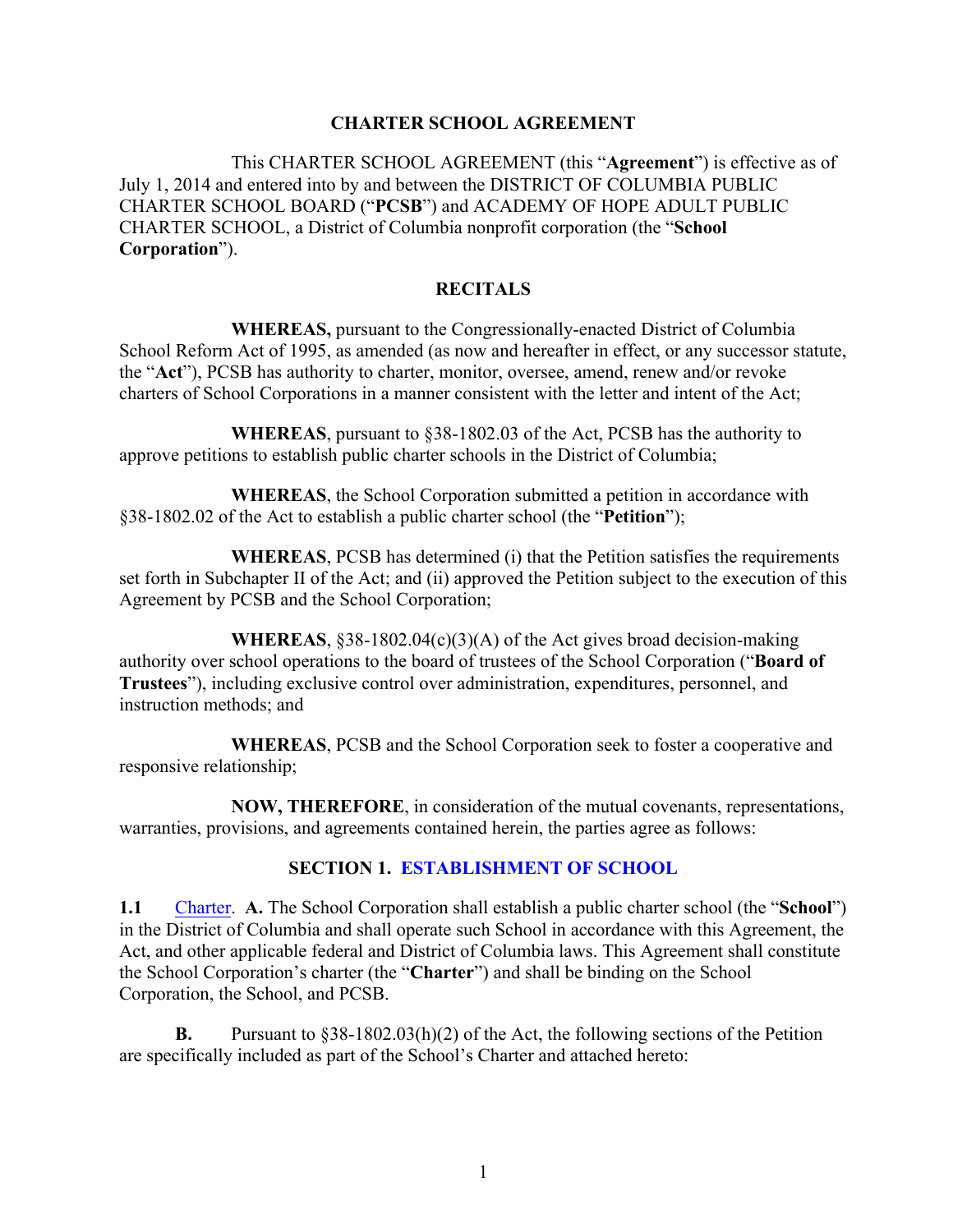## CHARTER SCHOOL AGREEMENT

This CHARTER SCHOOL AGREEMENT (this "**Agreement**") is effective as of July 1, 2014 and entered into by and between the DISTRICT OF COLUMBIA PUBLIC CHARTER SCHOOL BOARD ("**PCSB**") and ACADEMY OF HOPE ADULT PUBLIC CHARTER SCHOOL, a District of Columbia nonprofit corporation (the "**School Corporation**").

## RECITALS

**WHEREAS,** pursuant to the Congressionally-enacted District of Columbia School Reform Act of 1995, as amended (as now and hereafter in effect, or any successor statute, the "**Act**"), PCSB has authority to charter, monitor, oversee, amend, renew and/or revoke charters of School Corporations in a manner consistent with the letter and intent of the Act;

**WHEREAS**, pursuant to §38-1802.03 of the Act, PCSB has the authority to approve petitions to establish public charter schools in the District of Columbia;

**WHEREAS**, the School Corporation submitted a petition in accordance with §38-1802.02 of the Act to establish a public charter school (the "**Petition**");

**WHEREAS**, PCSB has determined (i) that the Petition satisfies the requirements set forth in Subchapter II of the Act; and (ii) approved the Petition subject to the execution of this Agreement by PCSB and the School Corporation;

**WHEREAS**, §38-1802.04(c)(3)(A) of the Act gives broad decision-making authority over school operations to the board of trustees of the School Corporation ("**Board of Trustees**"), including exclusive control over administration, expenditures, personnel, and instruction methods; and

**WHEREAS**, PCSB and the School Corporation seek to foster a cooperative and responsive relationship;

**NOW, THEREFORE**, in consideration of the mutual covenants, representations, warranties, provisions, and agreements contained herein, the parties agree as follows:

## SECTION 1. ESTABLISHMENT OF SCHOOL

**1.1** Charter. **A.** The School Corporation shall establish a public charter school (the "**School**") in the District of Columbia and shall operate such School in accordance with this Agreement, the Act, and other applicable federal and District of Columbia laws. This Agreement shall constitute the School Corporation's charter (the "**Charter**") and shall be binding on the School Corporation, the School, and PCSB.

**B.** Pursuant to §38-1802.03(h)(2) of the Act, the following sections of the Petition are specifically included as part of the School's Charter and attached hereto: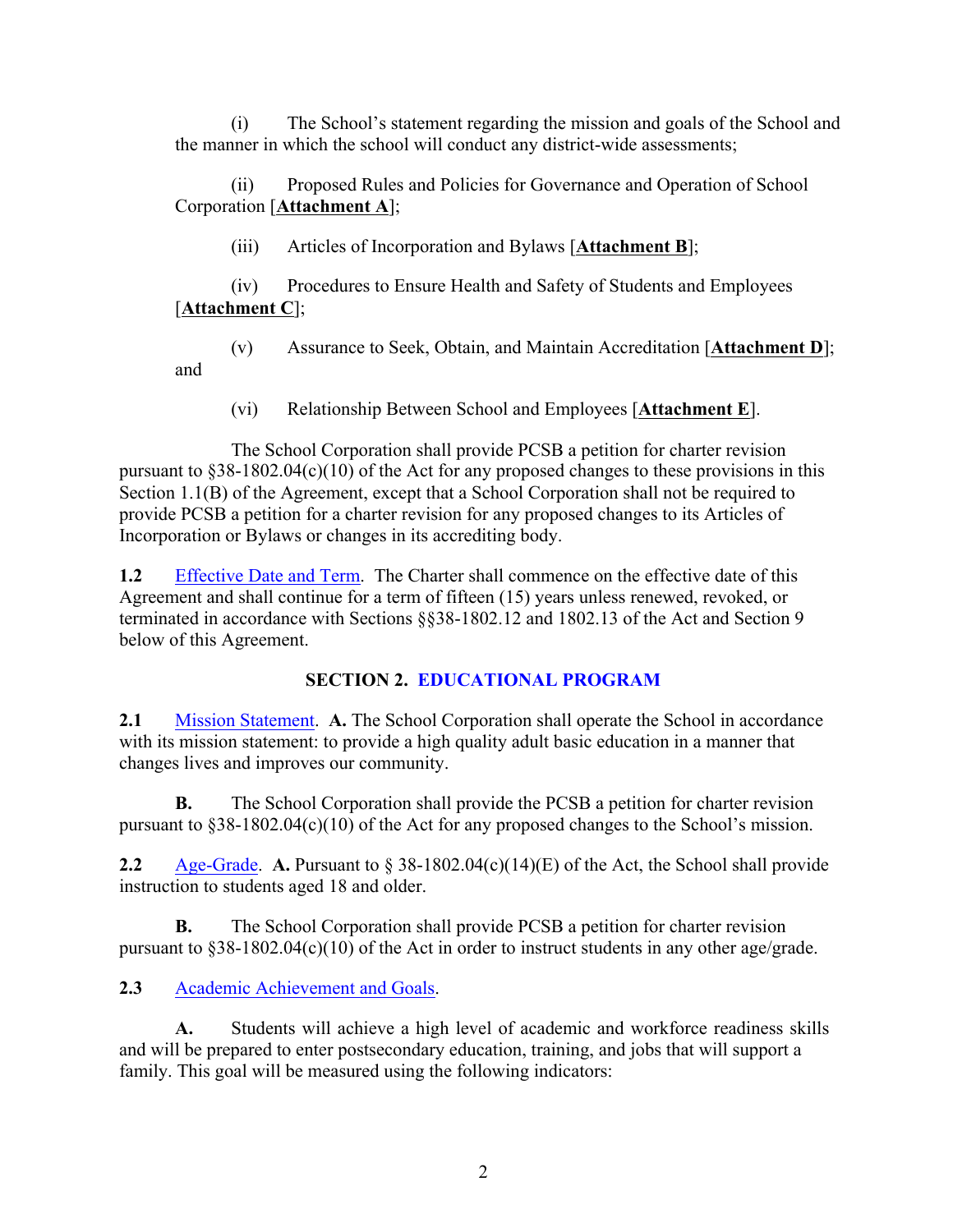(i) The School's statement regarding the mission and goals of the School and the manner in which the school will conduct any district-wide assessments;

(ii) Proposed Rules and Policies for Governance and Operation of School Corporation [**Attachment A**];

(iii) Articles of Incorporation and Bylaws [**Attachment B**];

(iv) Procedures to Ensure Health and Safety of Students and Employees [**Attachment C**];

(v) Assurance to Seek, Obtain, and Maintain Accreditation [**Attachment D**]; and

(vi) Relationship Between School and Employees [**Attachment E**].

The School Corporation shall provide PCSB a petition for charter revision pursuant to §38-1802.04(c)(10) of the Act for any proposed changes to these provisions in this Section 1.1(B) of the Agreement, except that a School Corporation shall not be required to provide PCSB a petition for a charter revision for any proposed changes to its Articles of Incorporation or Bylaws or changes in its accrediting body.

**1.2** Effective Date and Term. The Charter shall commence on the effective date of this Agreement and shall continue for a term of fifteen (15) years unless renewed, revoked, or terminated in accordance with Sections §§38-1802.12 and 1802.13 of the Act and Section 9 below of this Agreement.

## SECTION 2. EDUCATIONAL PROGRAM

**2.1** Mission Statement. **A.** The School Corporation shall operate the School in accordance with its mission statement: to provide a high quality adult basic education in a manner that changes lives and improves our community.

**B.** The School Corporation shall provide the PCSB a petition for charter revision pursuant to §38-1802.04(c)(10) of the Act for any proposed changes to the School's mission.

**2.2** Age-Grade. **A.** Pursuant to § 38-1802.04(c)(14)(E) of the Act, the School shall provide instruction to students aged 18 and older.

**B.** The School Corporation shall provide PCSB a petition for charter revision pursuant to §38-1802.04(c)(10) of the Act in order to instruct students in any other age/grade.

**2.3** Academic Achievement and Goals.

**A.** Students will achieve a high level of academic and workforce readiness skills and will be prepared to enter postsecondary education, training, and jobs that will support a family. This goal will be measured using the following indicators: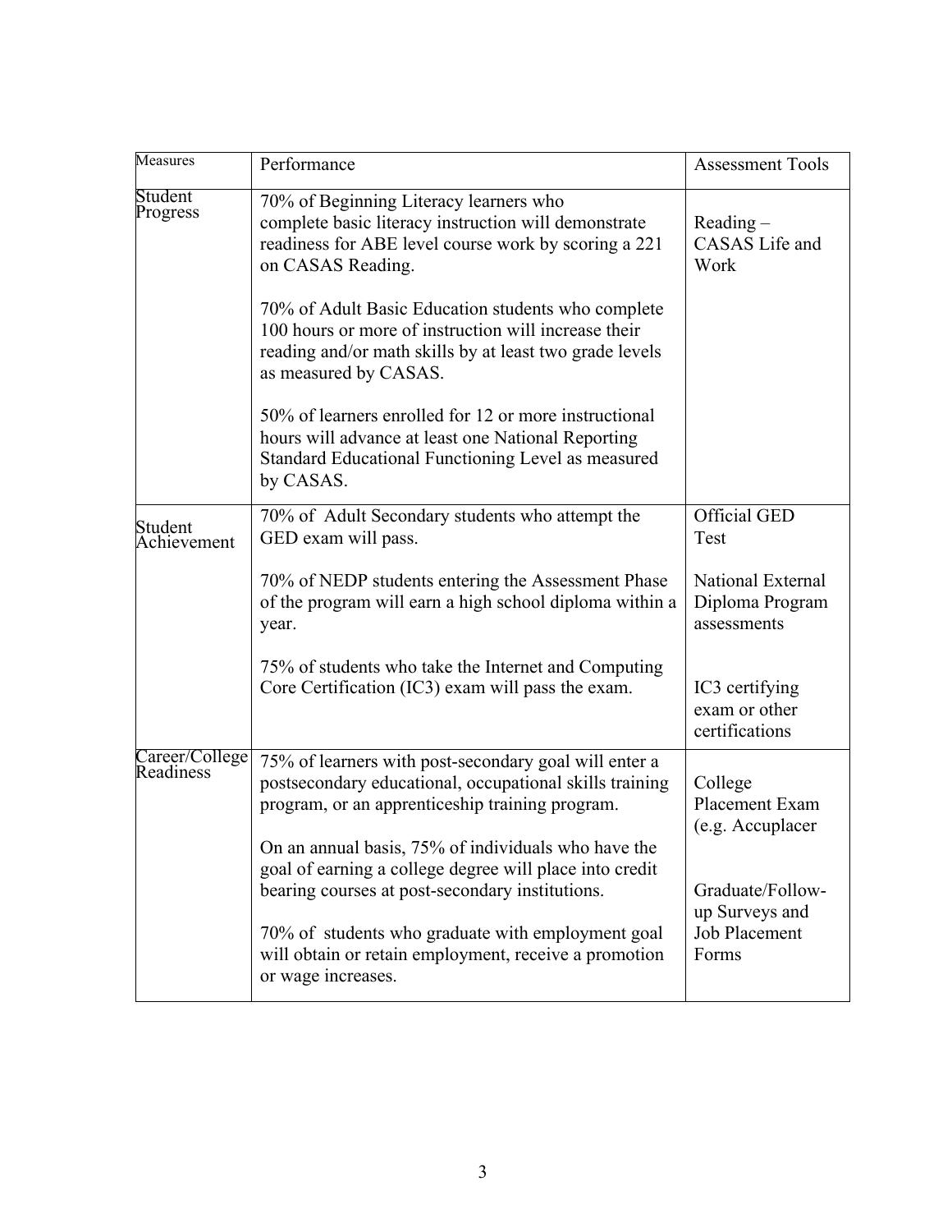| Measures | Performance | Assessment Tools |
|---|---|---|
| Student Progress | 70% of Beginning Literacy learners who complete basic literacy instruction will demonstrate readiness for ABE level course work by scoring a 221 on CASAS Reading.<br><br>70% of Adult Basic Education students who complete 100 hours or more of instruction will increase their reading and/or math skills by at least two grade levels as measured by CASAS.<br><br>50% of learners enrolled for 12 or more instructional hours will advance at least one National Reporting Standard Educational Functioning Level as measured by CASAS. | Reading – CASAS Life and Work |
| Student Achievement | 70% of Adult Secondary students who attempt the GED exam will pass.<br><br>70% of NEDP students entering the Assessment Phase of the program will earn a high school diploma within a year.<br><br>75% of students who take the Internet and Computing Core Certification (IC3) exam will pass the exam. | Official GED Test<br><br>National External Diploma Program assessments<br><br>IC3 certifying exam or other certifications |
| Career/College Readiness | 75% of learners with post-secondary goal will enter a postsecondary educational, occupational skills training program, or an apprenticeship training program.<br><br>On an annual basis, 75% of individuals who have the goal of earning a college degree will place into credit bearing courses at post-secondary institutions.<br><br>70% of students who graduate with employment goal will obtain or retain employment, receive a promotion or wage increases. | College Placement Exam (e.g. Accuplacer<br><br>Graduate/Follow-up Surveys and Job Placement Forms |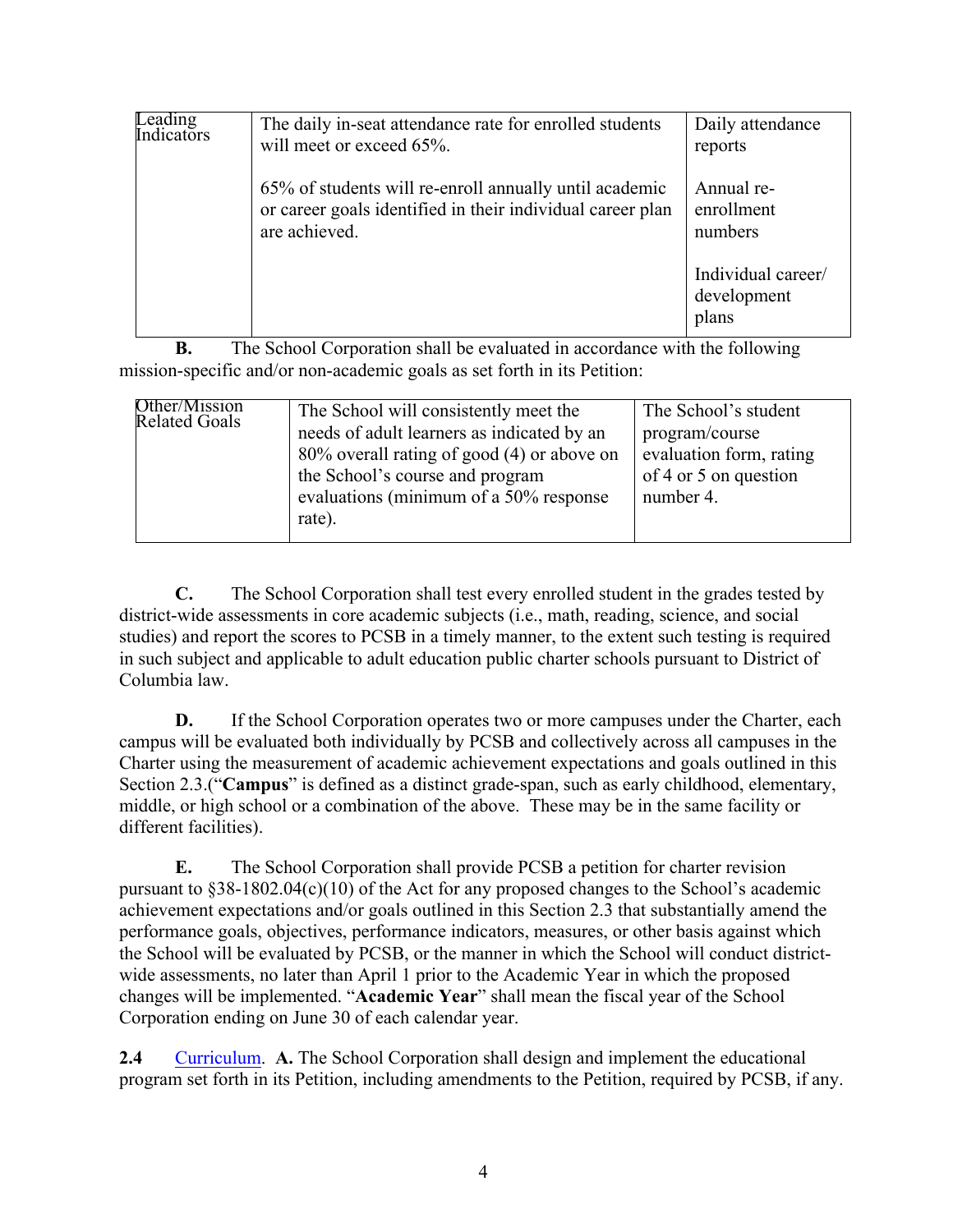| Leading Indicators | The daily in-seat attendance rate for enrolled students will meet or exceed 65%.<br><br>65% of students will re-enroll annually until academic or career goals identified in their individual career plan are achieved. | Daily attendance reports<br><br>Annual re-enrollment numbers<br><br>Individual career/ development plans |
|---|---|---|

**B.** The School Corporation shall be evaluated in accordance with the following mission-specific and/or non-academic goals as set forth in its Petition:

| Other/Mission Related Goals | The School will consistently meet the needs of adult learners as indicated by an 80% overall rating of good (4) or above on the School's course and program evaluations (minimum of a 50% response rate). | The School's student program/course evaluation form, rating of 4 or 5 on question number 4. |
|---|---|---|

**C.** The School Corporation shall test every enrolled student in the grades tested by district-wide assessments in core academic subjects (i.e., math, reading, science, and social studies) and report the scores to PCSB in a timely manner, to the extent such testing is required in such subject and applicable to adult education public charter schools pursuant to District of Columbia law.

**D.** If the School Corporation operates two or more campuses under the Charter, each campus will be evaluated both individually by PCSB and collectively across all campuses in the Charter using the measurement of academic achievement expectations and goals outlined in this Section 2.3.("**Campus**" is defined as a distinct grade-span, such as early childhood, elementary, middle, or high school or a combination of the above. These may be in the same facility or different facilities).

**E.** The School Corporation shall provide PCSB a petition for charter revision pursuant to §38-1802.04(c)(10) of the Act for any proposed changes to the School's academic achievement expectations and/or goals outlined in this Section 2.3 that substantially amend the performance goals, objectives, performance indicators, measures, or other basis against which the School will be evaluated by PCSB, or the manner in which the School will conduct district-wide assessments, no later than April 1 prior to the Academic Year in which the proposed changes will be implemented. "**Academic Year**" shall mean the fiscal year of the School Corporation ending on June 30 of each calendar year.

**2.4** Curriculum. **A.** The School Corporation shall design and implement the educational program set forth in its Petition, including amendments to the Petition, required by PCSB, if any.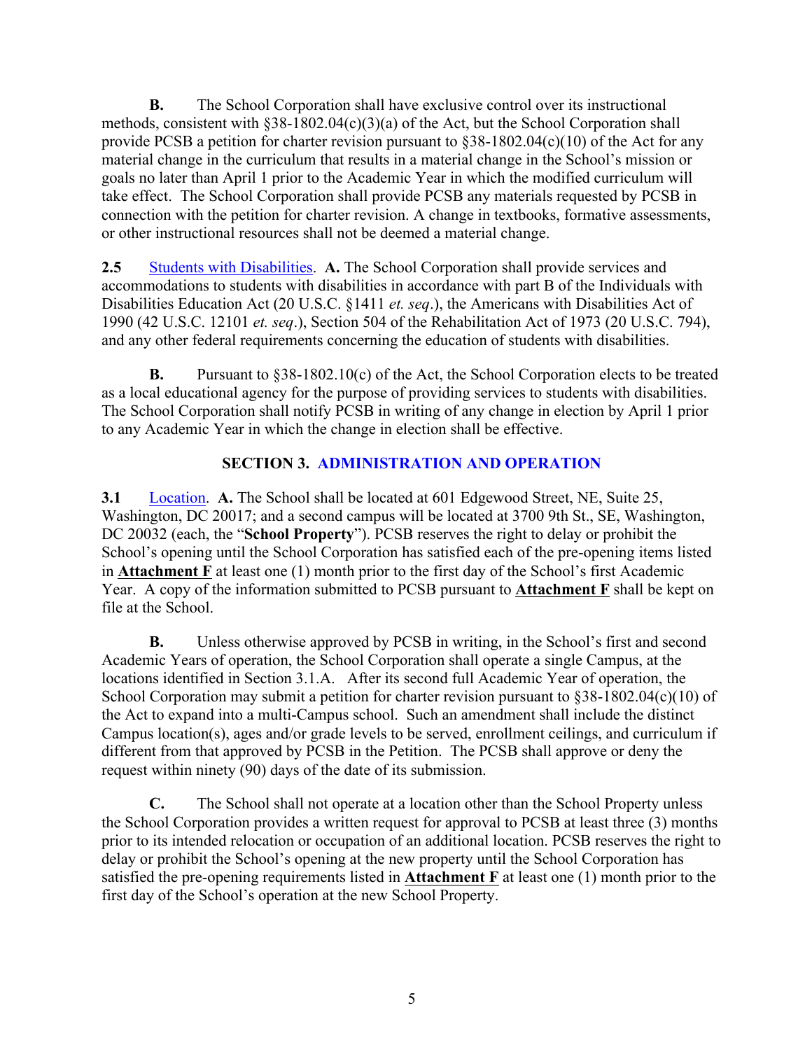**B.** The School Corporation shall have exclusive control over its instructional methods, consistent with §38-1802.04(c)(3)(a) of the Act, but the School Corporation shall provide PCSB a petition for charter revision pursuant to §38-1802.04(c)(10) of the Act for any material change in the curriculum that results in a material change in the School's mission or goals no later than April 1 prior to the Academic Year in which the modified curriculum will take effect. The School Corporation shall provide PCSB any materials requested by PCSB in connection with the petition for charter revision. A change in textbooks, formative assessments, or other instructional resources shall not be deemed a material change.

**2.5** Students with Disabilities. **A.** The School Corporation shall provide services and accommodations to students with disabilities in accordance with part B of the Individuals with Disabilities Education Act (20 U.S.C. §1411 *et. seq*.), the Americans with Disabilities Act of 1990 (42 U.S.C. 12101 *et. seq*.), Section 504 of the Rehabilitation Act of 1973 (20 U.S.C. 794), and any other federal requirements concerning the education of students with disabilities.

**B.** Pursuant to §38-1802.10(c) of the Act, the School Corporation elects to be treated as a local educational agency for the purpose of providing services to students with disabilities. The School Corporation shall notify PCSB in writing of any change in election by April 1 prior to any Academic Year in which the change in election shall be effective.

## SECTION 3. ADMINISTRATION AND OPERATION

**3.1** Location. **A.** The School shall be located at 601 Edgewood Street, NE, Suite 25, Washington, DC 20017; and a second campus will be located at 3700 9th St., SE, Washington, DC 20032 (each, the "**School Property**"). PCSB reserves the right to delay or prohibit the School's opening until the School Corporation has satisfied each of the pre-opening items listed in **Attachment F** at least one (1) month prior to the first day of the School's first Academic Year. A copy of the information submitted to PCSB pursuant to **Attachment F** shall be kept on file at the School.

**B.** Unless otherwise approved by PCSB in writing, in the School's first and second Academic Years of operation, the School Corporation shall operate a single Campus, at the locations identified in Section 3.1.A. After its second full Academic Year of operation, the School Corporation may submit a petition for charter revision pursuant to §38-1802.04(c)(10) of the Act to expand into a multi-Campus school. Such an amendment shall include the distinct Campus location(s), ages and/or grade levels to be served, enrollment ceilings, and curriculum if different from that approved by PCSB in the Petition. The PCSB shall approve or deny the request within ninety (90) days of the date of its submission.

**C.** The School shall not operate at a location other than the School Property unless the School Corporation provides a written request for approval to PCSB at least three (3) months prior to its intended relocation or occupation of an additional location. PCSB reserves the right to delay or prohibit the School's opening at the new property until the School Corporation has satisfied the pre-opening requirements listed in **Attachment F** at least one (1) month prior to the first day of the School's operation at the new School Property.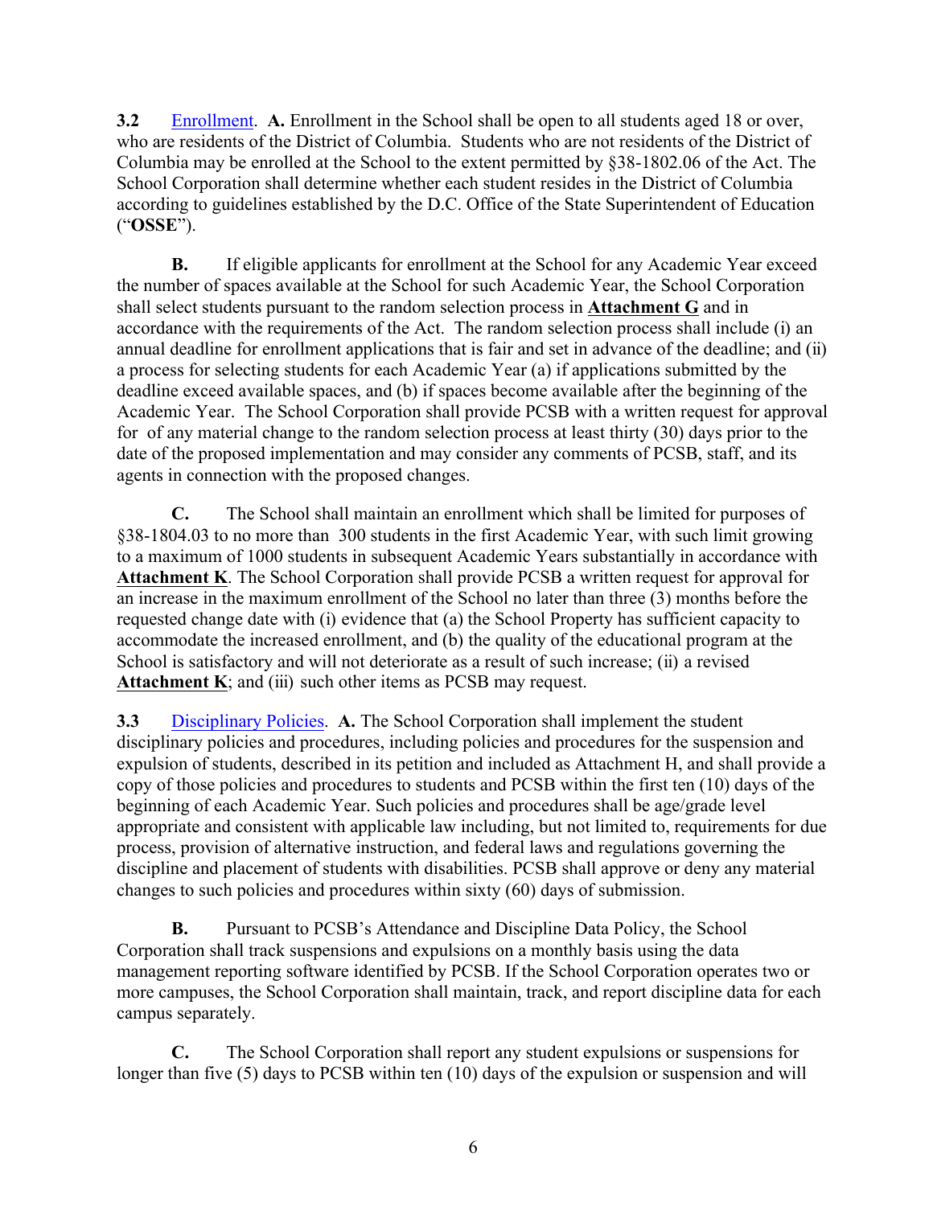**3.2** Enrollment. **A.** Enrollment in the School shall be open to all students aged 18 or over, who are residents of the District of Columbia. Students who are not residents of the District of Columbia may be enrolled at the School to the extent permitted by §38-1802.06 of the Act. The School Corporation shall determine whether each student resides in the District of Columbia according to guidelines established by the D.C. Office of the State Superintendent of Education ("**OSSE**").

**B.** If eligible applicants for enrollment at the School for any Academic Year exceed the number of spaces available at the School for such Academic Year, the School Corporation shall select students pursuant to the random selection process in **Attachment G** and in accordance with the requirements of the Act. The random selection process shall include (i) an annual deadline for enrollment applications that is fair and set in advance of the deadline; and (ii) a process for selecting students for each Academic Year (a) if applications submitted by the deadline exceed available spaces, and (b) if spaces become available after the beginning of the Academic Year. The School Corporation shall provide PCSB with a written request for approval for of any material change to the random selection process at least thirty (30) days prior to the date of the proposed implementation and may consider any comments of PCSB, staff, and its agents in connection with the proposed changes.

**C.** The School shall maintain an enrollment which shall be limited for purposes of §38-1804.03 to no more than 300 students in the first Academic Year, with such limit growing to a maximum of 1000 students in subsequent Academic Years substantially in accordance with **Attachment K**. The School Corporation shall provide PCSB a written request for approval for an increase in the maximum enrollment of the School no later than three (3) months before the requested change date with (i) evidence that (a) the School Property has sufficient capacity to accommodate the increased enrollment, and (b) the quality of the educational program at the School is satisfactory and will not deteriorate as a result of such increase; (ii) a revised **Attachment K**; and (iii) such other items as PCSB may request.

**3.3** Disciplinary Policies. **A.** The School Corporation shall implement the student disciplinary policies and procedures, including policies and procedures for the suspension and expulsion of students, described in its petition and included as Attachment H, and shall provide a copy of those policies and procedures to students and PCSB within the first ten (10) days of the beginning of each Academic Year. Such policies and procedures shall be age/grade level appropriate and consistent with applicable law including, but not limited to, requirements for due process, provision of alternative instruction, and federal laws and regulations governing the discipline and placement of students with disabilities. PCSB shall approve or deny any material changes to such policies and procedures within sixty (60) days of submission.

**B.** Pursuant to PCSB's Attendance and Discipline Data Policy, the School Corporation shall track suspensions and expulsions on a monthly basis using the data management reporting software identified by PCSB. If the School Corporation operates two or more campuses, the School Corporation shall maintain, track, and report discipline data for each campus separately.

**C.** The School Corporation shall report any student expulsions or suspensions for longer than five (5) days to PCSB within ten (10) days of the expulsion or suspension and will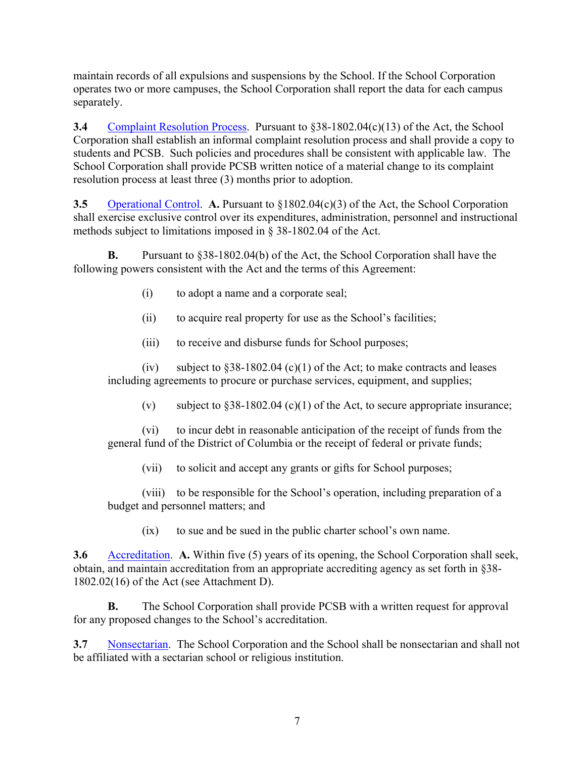maintain records of all expulsions and suspensions by the School. If the School Corporation operates two or more campuses, the School Corporation shall report the data for each campus separately.

**3.4** Complaint Resolution Process. Pursuant to §38-1802.04(c)(13) of the Act, the School Corporation shall establish an informal complaint resolution process and shall provide a copy to students and PCSB. Such policies and procedures shall be consistent with applicable law. The School Corporation shall provide PCSB written notice of a material change to its complaint resolution process at least three (3) months prior to adoption.

**3.5** Operational Control. **A.** Pursuant to §1802.04(c)(3) of the Act, the School Corporation shall exercise exclusive control over its expenditures, administration, personnel and instructional methods subject to limitations imposed in § 38-1802.04 of the Act.

**B.** Pursuant to §38-1802.04(b) of the Act, the School Corporation shall have the following powers consistent with the Act and the terms of this Agreement:

(i) to adopt a name and a corporate seal;

(ii) to acquire real property for use as the School's facilities;

(iii) to receive and disburse funds for School purposes;

(iv) subject to §38-1802.04 (c)(1) of the Act; to make contracts and leases including agreements to procure or purchase services, equipment, and supplies;

(v) subject to §38-1802.04 (c)(1) of the Act, to secure appropriate insurance;

(vi) to incur debt in reasonable anticipation of the receipt of funds from the general fund of the District of Columbia or the receipt of federal or private funds;

(vii) to solicit and accept any grants or gifts for School purposes;

(viii) to be responsible for the School's operation, including preparation of a budget and personnel matters; and

(ix) to sue and be sued in the public charter school's own name.

**3.6** Accreditation. **A.** Within five (5) years of its opening, the School Corporation shall seek, obtain, and maintain accreditation from an appropriate accrediting agency as set forth in §38-1802.02(16) of the Act (see Attachment D).

**B.** The School Corporation shall provide PCSB with a written request for approval for any proposed changes to the School's accreditation.

**3.7** Nonsectarian. The School Corporation and the School shall be nonsectarian and shall not be affiliated with a sectarian school or religious institution.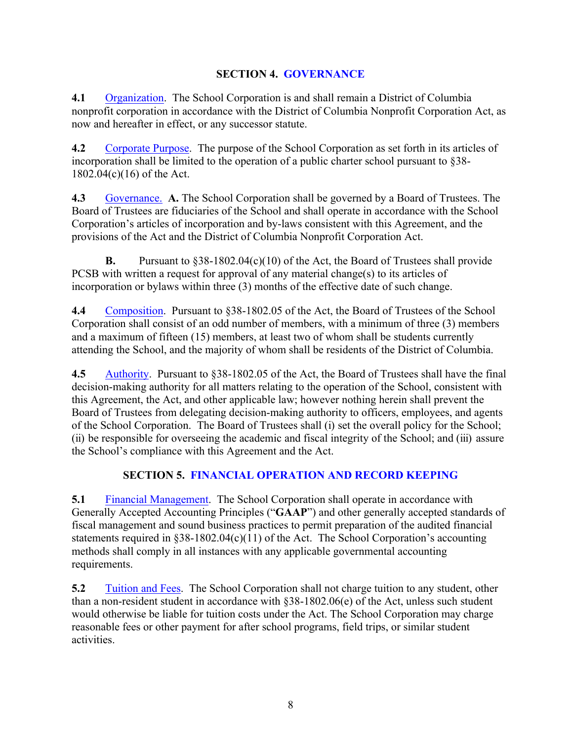## SECTION 4. GOVERNANCE

**4.1** Organization. The School Corporation is and shall remain a District of Columbia nonprofit corporation in accordance with the District of Columbia Nonprofit Corporation Act, as now and hereafter in effect, or any successor statute.

**4.2** Corporate Purpose. The purpose of the School Corporation as set forth in its articles of incorporation shall be limited to the operation of a public charter school pursuant to §38-1802.04(c)(16) of the Act.

**4.3** Governance. **A.** The School Corporation shall be governed by a Board of Trustees. The Board of Trustees are fiduciaries of the School and shall operate in accordance with the School Corporation's articles of incorporation and by-laws consistent with this Agreement, and the provisions of the Act and the District of Columbia Nonprofit Corporation Act.

**B.** Pursuant to §38-1802.04(c)(10) of the Act, the Board of Trustees shall provide PCSB with written a request for approval of any material change(s) to its articles of incorporation or bylaws within three (3) months of the effective date of such change.

**4.4** Composition. Pursuant to §38-1802.05 of the Act, the Board of Trustees of the School Corporation shall consist of an odd number of members, with a minimum of three (3) members and a maximum of fifteen (15) members, at least two of whom shall be students currently attending the School, and the majority of whom shall be residents of the District of Columbia.

**4.5** Authority. Pursuant to §38-1802.05 of the Act, the Board of Trustees shall have the final decision-making authority for all matters relating to the operation of the School, consistent with this Agreement, the Act, and other applicable law; however nothing herein shall prevent the Board of Trustees from delegating decision-making authority to officers, employees, and agents of the School Corporation. The Board of Trustees shall (i) set the overall policy for the School; (ii) be responsible for overseeing the academic and fiscal integrity of the School; and (iii) assure the School's compliance with this Agreement and the Act.

## SECTION 5. FINANCIAL OPERATION AND RECORD KEEPING

**5.1** Financial Management. The School Corporation shall operate in accordance with Generally Accepted Accounting Principles ("**GAAP**") and other generally accepted standards of fiscal management and sound business practices to permit preparation of the audited financial statements required in §38-1802.04(c)(11) of the Act. The School Corporation's accounting methods shall comply in all instances with any applicable governmental accounting requirements.

**5.2** Tuition and Fees. The School Corporation shall not charge tuition to any student, other than a non-resident student in accordance with §38-1802.06(e) of the Act, unless such student would otherwise be liable for tuition costs under the Act. The School Corporation may charge reasonable fees or other payment for after school programs, field trips, or similar student activities.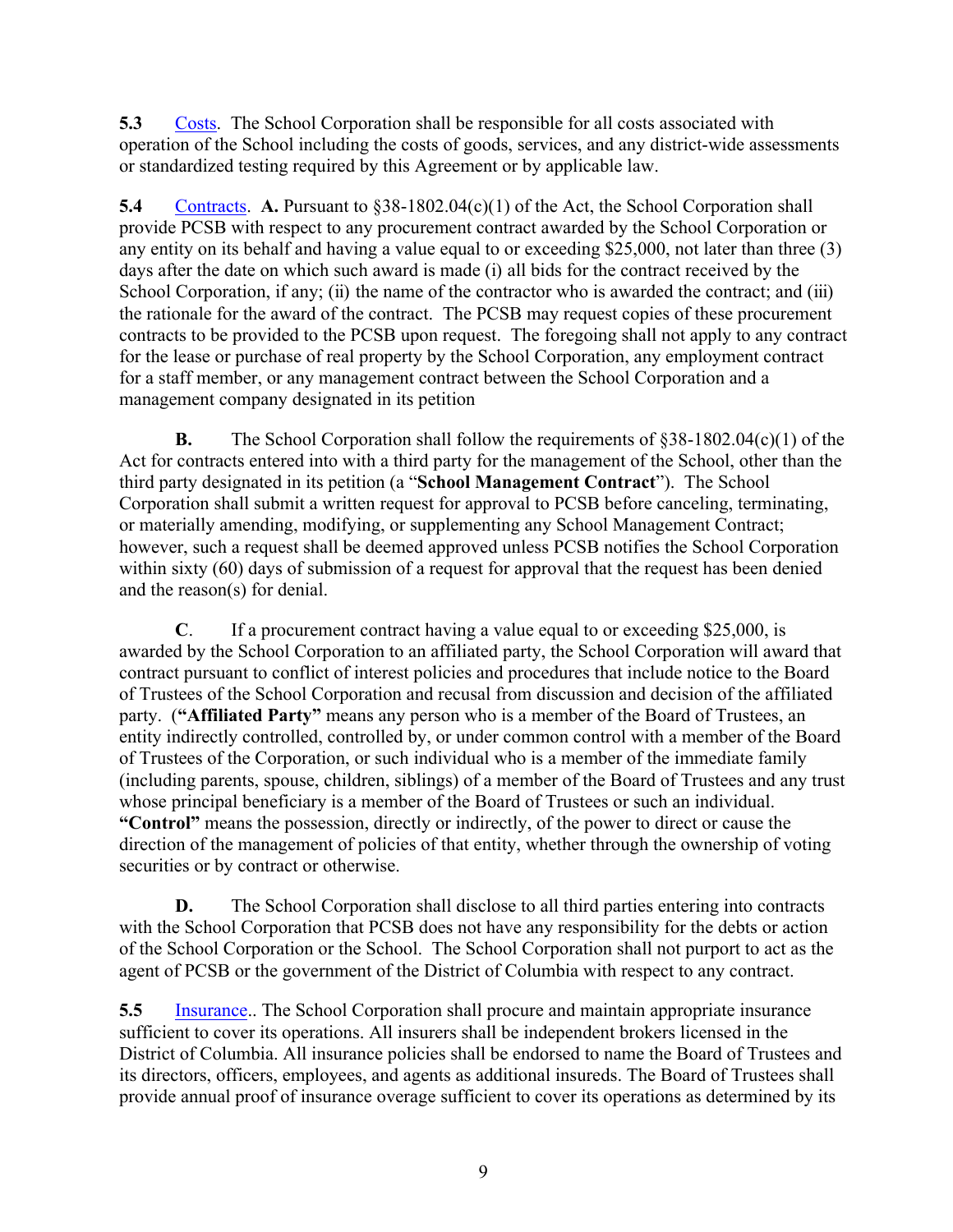**5.3** Costs. The School Corporation shall be responsible for all costs associated with operation of the School including the costs of goods, services, and any district-wide assessments or standardized testing required by this Agreement or by applicable law.

**5.4** Contracts. **A.** Pursuant to §38-1802.04(c)(1) of the Act, the School Corporation shall provide PCSB with respect to any procurement contract awarded by the School Corporation or any entity on its behalf and having a value equal to or exceeding $25,000, not later than three (3) days after the date on which such award is made (i) all bids for the contract received by the School Corporation, if any; (ii) the name of the contractor who is awarded the contract; and (iii) the rationale for the award of the contract. The PCSB may request copies of these procurement contracts to be provided to the PCSB upon request. The foregoing shall not apply to any contract for the lease or purchase of real property by the School Corporation, any employment contract for a staff member, or any management contract between the School Corporation and a management company designated in its petition

**B.** The School Corporation shall follow the requirements of §38-1802.04(c)(1) of the Act for contracts entered into with a third party for the management of the School, other than the third party designated in its petition (a "**School Management Contract**"). The School Corporation shall submit a written request for approval to PCSB before canceling, terminating, or materially amending, modifying, or supplementing any School Management Contract; however, such a request shall be deemed approved unless PCSB notifies the School Corporation within sixty (60) days of submission of a request for approval that the request has been denied and the reason(s) for denial.

**C**. If a procurement contract having a value equal to or exceeding $25,000, is awarded by the School Corporation to an affiliated party, the School Corporation will award that contract pursuant to conflict of interest policies and procedures that include notice to the Board of Trustees of the School Corporation and recusal from discussion and decision of the affiliated party. (**"Affiliated Party"** means any person who is a member of the Board of Trustees, an entity indirectly controlled, controlled by, or under common control with a member of the Board of Trustees of the Corporation, or such individual who is a member of the immediate family (including parents, spouse, children, siblings) of a member of the Board of Trustees and any trust whose principal beneficiary is a member of the Board of Trustees or such an individual. **"Control"** means the possession, directly or indirectly, of the power to direct or cause the direction of the management of policies of that entity, whether through the ownership of voting securities or by contract or otherwise.

**D.** The School Corporation shall disclose to all third parties entering into contracts with the School Corporation that PCSB does not have any responsibility for the debts or action of the School Corporation or the School. The School Corporation shall not purport to act as the agent of PCSB or the government of the District of Columbia with respect to any contract.

**5.5** Insurance.. The School Corporation shall procure and maintain appropriate insurance sufficient to cover its operations. All insurers shall be independent brokers licensed in the District of Columbia. All insurance policies shall be endorsed to name the Board of Trustees and its directors, officers, employees, and agents as additional insureds. The Board of Trustees shall provide annual proof of insurance overage sufficient to cover its operations as determined by its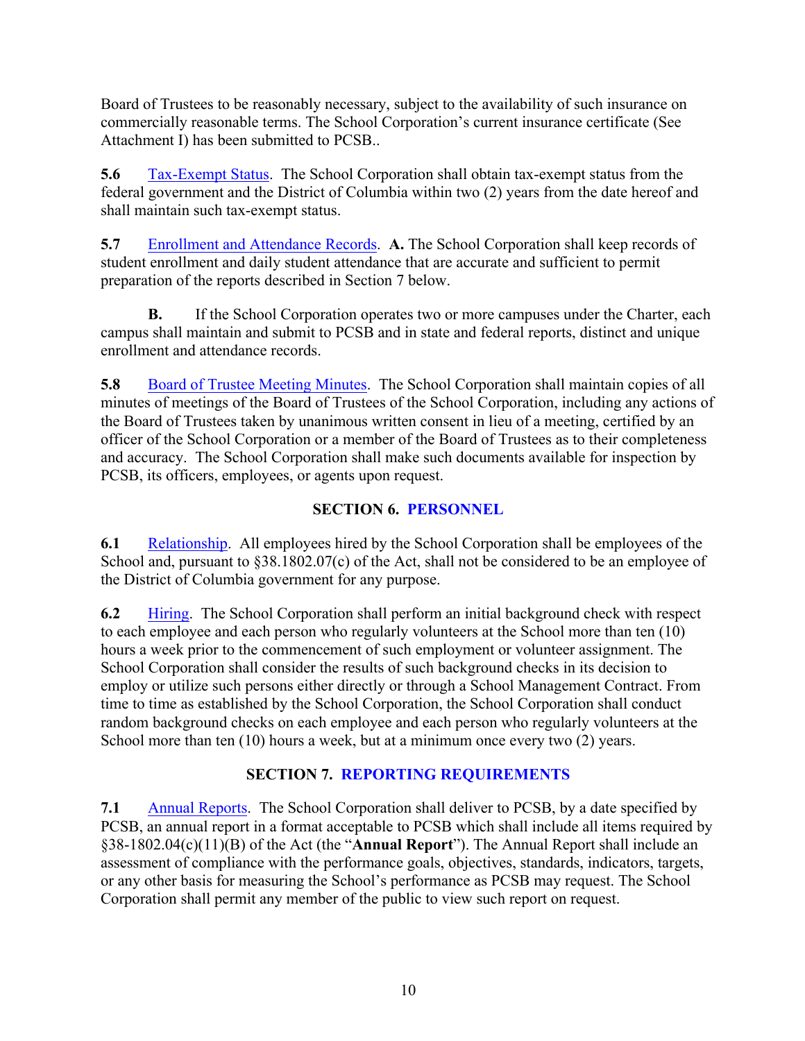Board of Trustees to be reasonably necessary, subject to the availability of such insurance on commercially reasonable terms. The School Corporation's current insurance certificate (See Attachment I) has been submitted to PCSB..

**5.6** Tax-Exempt Status. The School Corporation shall obtain tax-exempt status from the federal government and the District of Columbia within two (2) years from the date hereof and shall maintain such tax-exempt status.

**5.7** Enrollment and Attendance Records. **A.** The School Corporation shall keep records of student enrollment and daily student attendance that are accurate and sufficient to permit preparation of the reports described in Section 7 below.

**B.** If the School Corporation operates two or more campuses under the Charter, each campus shall maintain and submit to PCSB and in state and federal reports, distinct and unique enrollment and attendance records.

**5.8** Board of Trustee Meeting Minutes. The School Corporation shall maintain copies of all minutes of meetings of the Board of Trustees of the School Corporation, including any actions of the Board of Trustees taken by unanimous written consent in lieu of a meeting, certified by an officer of the School Corporation or a member of the Board of Trustees as to their completeness and accuracy. The School Corporation shall make such documents available for inspection by PCSB, its officers, employees, or agents upon request.

## SECTION 6. PERSONNEL

**6.1** Relationship. All employees hired by the School Corporation shall be employees of the School and, pursuant to §38.1802.07(c) of the Act, shall not be considered to be an employee of the District of Columbia government for any purpose.

**6.2** Hiring. The School Corporation shall perform an initial background check with respect to each employee and each person who regularly volunteers at the School more than ten (10) hours a week prior to the commencement of such employment or volunteer assignment. The School Corporation shall consider the results of such background checks in its decision to employ or utilize such persons either directly or through a School Management Contract. From time to time as established by the School Corporation, the School Corporation shall conduct random background checks on each employee and each person who regularly volunteers at the School more than ten (10) hours a week, but at a minimum once every two (2) years.

## SECTION 7. REPORTING REQUIREMENTS

**7.1** Annual Reports. The School Corporation shall deliver to PCSB, by a date specified by PCSB, an annual report in a format acceptable to PCSB which shall include all items required by §38-1802.04(c)(11)(B) of the Act (the "**Annual Report**"). The Annual Report shall include an assessment of compliance with the performance goals, objectives, standards, indicators, targets, or any other basis for measuring the School's performance as PCSB may request. The School Corporation shall permit any member of the public to view such report on request.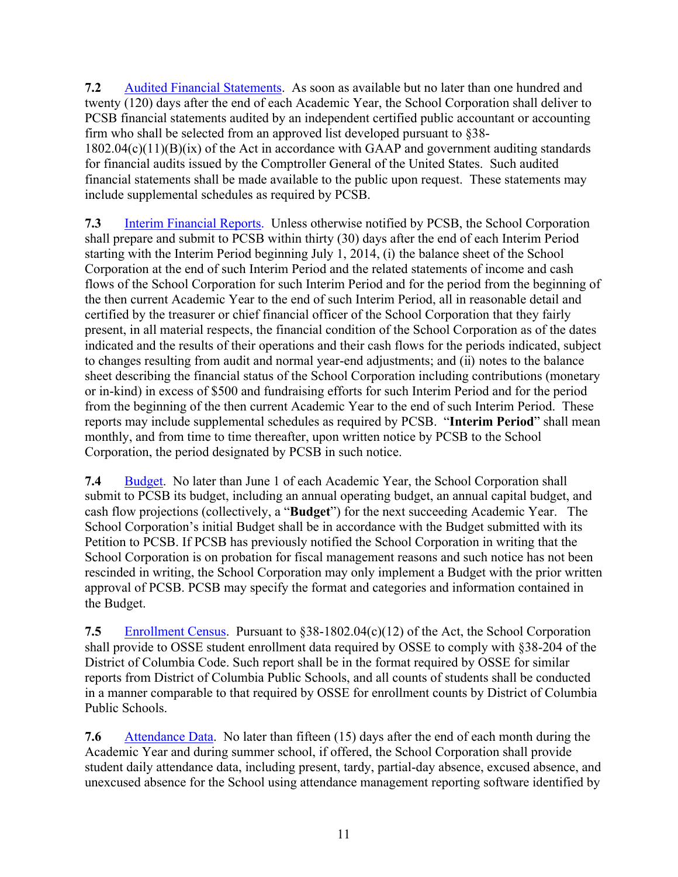**7.2** Audited Financial Statements. As soon as available but no later than one hundred and twenty (120) days after the end of each Academic Year, the School Corporation shall deliver to PCSB financial statements audited by an independent certified public accountant or accounting firm who shall be selected from an approved list developed pursuant to §38-1802.04(c)(11)(B)(ix) of the Act in accordance with GAAP and government auditing standards for financial audits issued by the Comptroller General of the United States. Such audited financial statements shall be made available to the public upon request. These statements may include supplemental schedules as required by PCSB.

**7.3** Interim Financial Reports. Unless otherwise notified by PCSB, the School Corporation shall prepare and submit to PCSB within thirty (30) days after the end of each Interim Period starting with the Interim Period beginning July 1, 2014, (i) the balance sheet of the School Corporation at the end of such Interim Period and the related statements of income and cash flows of the School Corporation for such Interim Period and for the period from the beginning of the then current Academic Year to the end of such Interim Period, all in reasonable detail and certified by the treasurer or chief financial officer of the School Corporation that they fairly present, in all material respects, the financial condition of the School Corporation as of the dates indicated and the results of their operations and their cash flows for the periods indicated, subject to changes resulting from audit and normal year-end adjustments; and (ii) notes to the balance sheet describing the financial status of the School Corporation including contributions (monetary or in-kind) in excess of $500 and fundraising efforts for such Interim Period and for the period from the beginning of the then current Academic Year to the end of such Interim Period. These reports may include supplemental schedules as required by PCSB. "**Interim Period**" shall mean monthly, and from time to time thereafter, upon written notice by PCSB to the School Corporation, the period designated by PCSB in such notice.

**7.4** Budget. No later than June 1 of each Academic Year, the School Corporation shall submit to PCSB its budget, including an annual operating budget, an annual capital budget, and cash flow projections (collectively, a "**Budget**") for the next succeeding Academic Year. The School Corporation's initial Budget shall be in accordance with the Budget submitted with its Petition to PCSB. If PCSB has previously notified the School Corporation in writing that the School Corporation is on probation for fiscal management reasons and such notice has not been rescinded in writing, the School Corporation may only implement a Budget with the prior written approval of PCSB. PCSB may specify the format and categories and information contained in the Budget.

**7.5** Enrollment Census. Pursuant to §38-1802.04(c)(12) of the Act, the School Corporation shall provide to OSSE student enrollment data required by OSSE to comply with §38-204 of the District of Columbia Code. Such report shall be in the format required by OSSE for similar reports from District of Columbia Public Schools, and all counts of students shall be conducted in a manner comparable to that required by OSSE for enrollment counts by District of Columbia Public Schools.

**7.6** Attendance Data. No later than fifteen (15) days after the end of each month during the Academic Year and during summer school, if offered, the School Corporation shall provide student daily attendance data, including present, tardy, partial-day absence, excused absence, and unexcused absence for the School using attendance management reporting software identified by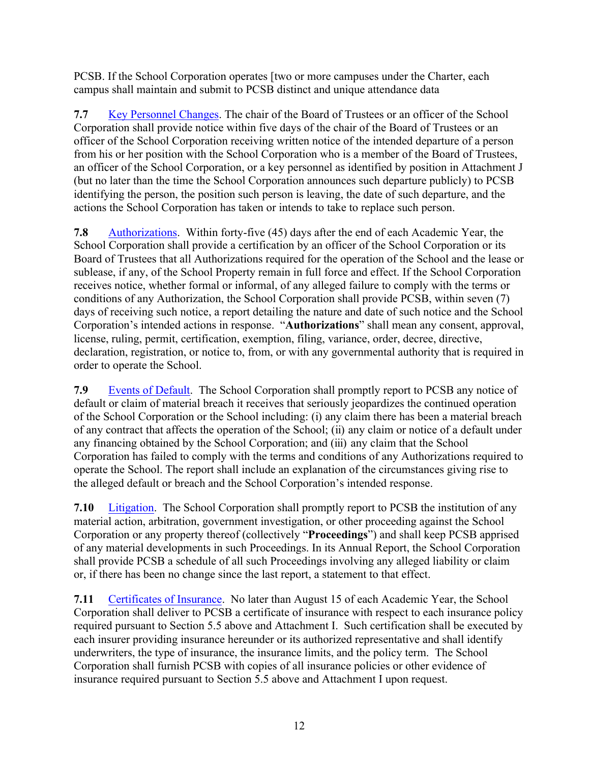PCSB. If the School Corporation operates [two or more campuses under the Charter, each campus shall maintain and submit to PCSB distinct and unique attendance data

**7.7** Key Personnel Changes. The chair of the Board of Trustees or an officer of the School Corporation shall provide notice within five days of the chair of the Board of Trustees or an officer of the School Corporation receiving written notice of the intended departure of a person from his or her position with the School Corporation who is a member of the Board of Trustees, an officer of the School Corporation, or a key personnel as identified by position in Attachment J (but no later than the time the School Corporation announces such departure publicly) to PCSB identifying the person, the position such person is leaving, the date of such departure, and the actions the School Corporation has taken or intends to take to replace such person.

**7.8** Authorizations. Within forty-five (45) days after the end of each Academic Year, the School Corporation shall provide a certification by an officer of the School Corporation or its Board of Trustees that all Authorizations required for the operation of the School and the lease or sublease, if any, of the School Property remain in full force and effect. If the School Corporation receives notice, whether formal or informal, of any alleged failure to comply with the terms or conditions of any Authorization, the School Corporation shall provide PCSB, within seven (7) days of receiving such notice, a report detailing the nature and date of such notice and the School Corporation's intended actions in response. "**Authorizations**" shall mean any consent, approval, license, ruling, permit, certification, exemption, filing, variance, order, decree, directive, declaration, registration, or notice to, from, or with any governmental authority that is required in order to operate the School.

**7.9** Events of Default. The School Corporation shall promptly report to PCSB any notice of default or claim of material breach it receives that seriously jeopardizes the continued operation of the School Corporation or the School including: (i) any claim there has been a material breach of any contract that affects the operation of the School; (ii) any claim or notice of a default under any financing obtained by the School Corporation; and (iii) any claim that the School Corporation has failed to comply with the terms and conditions of any Authorizations required to operate the School. The report shall include an explanation of the circumstances giving rise to the alleged default or breach and the School Corporation's intended response.

**7.10** Litigation. The School Corporation shall promptly report to PCSB the institution of any material action, arbitration, government investigation, or other proceeding against the School Corporation or any property thereof (collectively "**Proceedings**") and shall keep PCSB apprised of any material developments in such Proceedings. In its Annual Report, the School Corporation shall provide PCSB a schedule of all such Proceedings involving any alleged liability or claim or, if there has been no change since the last report, a statement to that effect.

**7.11** Certificates of Insurance. No later than August 15 of each Academic Year, the School Corporation shall deliver to PCSB a certificate of insurance with respect to each insurance policy required pursuant to Section 5.5 above and Attachment I. Such certification shall be executed by each insurer providing insurance hereunder or its authorized representative and shall identify underwriters, the type of insurance, the insurance limits, and the policy term. The School Corporation shall furnish PCSB with copies of all insurance policies or other evidence of insurance required pursuant to Section 5.5 above and Attachment I upon request.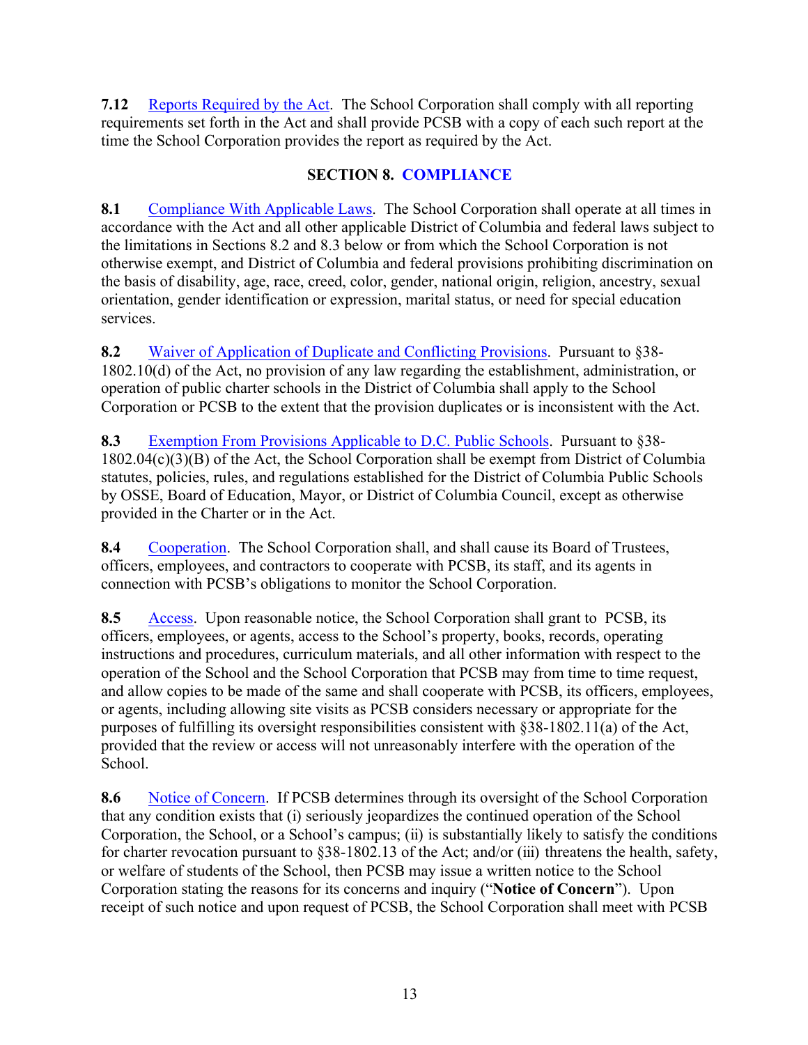**7.12** Reports Required by the Act. The School Corporation shall comply with all reporting requirements set forth in the Act and shall provide PCSB with a copy of each such report at the time the School Corporation provides the report as required by the Act.

## SECTION 8. COMPLIANCE

**8.1** Compliance With Applicable Laws. The School Corporation shall operate at all times in accordance with the Act and all other applicable District of Columbia and federal laws subject to the limitations in Sections 8.2 and 8.3 below or from which the School Corporation is not otherwise exempt, and District of Columbia and federal provisions prohibiting discrimination on the basis of disability, age, race, creed, color, gender, national origin, religion, ancestry, sexual orientation, gender identification or expression, marital status, or need for special education services.

**8.2** Waiver of Application of Duplicate and Conflicting Provisions. Pursuant to §38-1802.10(d) of the Act, no provision of any law regarding the establishment, administration, or operation of public charter schools in the District of Columbia shall apply to the School Corporation or PCSB to the extent that the provision duplicates or is inconsistent with the Act.

**8.3** Exemption From Provisions Applicable to D.C. Public Schools. Pursuant to §38-1802.04(c)(3)(B) of the Act, the School Corporation shall be exempt from District of Columbia statutes, policies, rules, and regulations established for the District of Columbia Public Schools by OSSE, Board of Education, Mayor, or District of Columbia Council, except as otherwise provided in the Charter or in the Act.

**8.4** Cooperation. The School Corporation shall, and shall cause its Board of Trustees, officers, employees, and contractors to cooperate with PCSB, its staff, and its agents in connection with PCSB's obligations to monitor the School Corporation.

**8.5** Access. Upon reasonable notice, the School Corporation shall grant to PCSB, its officers, employees, or agents, access to the School's property, books, records, operating instructions and procedures, curriculum materials, and all other information with respect to the operation of the School and the School Corporation that PCSB may from time to time request, and allow copies to be made of the same and shall cooperate with PCSB, its officers, employees, or agents, including allowing site visits as PCSB considers necessary or appropriate for the purposes of fulfilling its oversight responsibilities consistent with §38-1802.11(a) of the Act, provided that the review or access will not unreasonably interfere with the operation of the School.

**8.6** Notice of Concern. If PCSB determines through its oversight of the School Corporation that any condition exists that (i) seriously jeopardizes the continued operation of the School Corporation, the School, or a School's campus; (ii) is substantially likely to satisfy the conditions for charter revocation pursuant to §38-1802.13 of the Act; and/or (iii) threatens the health, safety, or welfare of students of the School, then PCSB may issue a written notice to the School Corporation stating the reasons for its concerns and inquiry ("**Notice of Concern**"). Upon receipt of such notice and upon request of PCSB, the School Corporation shall meet with PCSB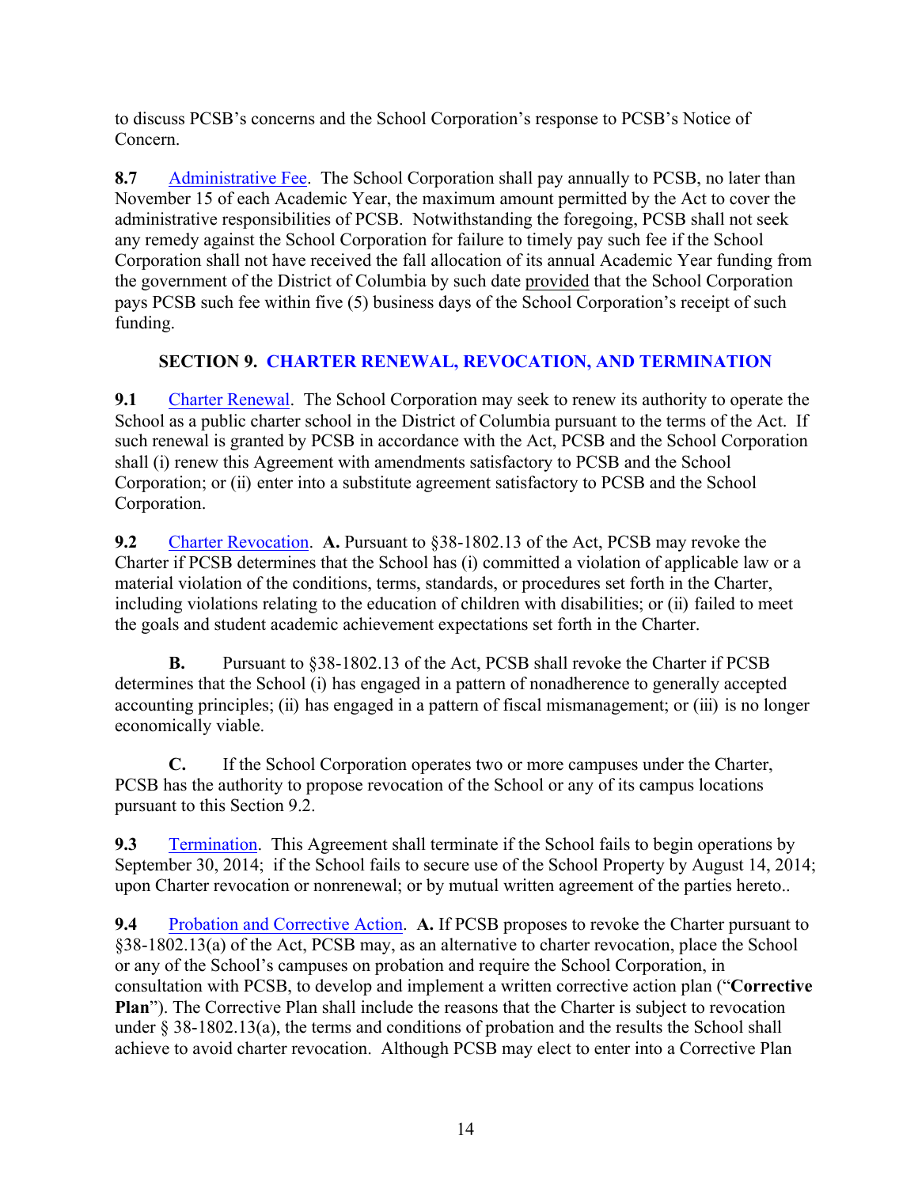to discuss PCSB's concerns and the School Corporation's response to PCSB's Notice of Concern.

**8.7** Administrative Fee. The School Corporation shall pay annually to PCSB, no later than November 15 of each Academic Year, the maximum amount permitted by the Act to cover the administrative responsibilities of PCSB. Notwithstanding the foregoing, PCSB shall not seek any remedy against the School Corporation for failure to timely pay such fee if the School Corporation shall not have received the fall allocation of its annual Academic Year funding from the government of the District of Columbia by such date provided that the School Corporation pays PCSB such fee within five (5) business days of the School Corporation's receipt of such funding.

## SECTION 9. CHARTER RENEWAL, REVOCATION, AND TERMINATION

**9.1** Charter Renewal. The School Corporation may seek to renew its authority to operate the School as a public charter school in the District of Columbia pursuant to the terms of the Act. If such renewal is granted by PCSB in accordance with the Act, PCSB and the School Corporation shall (i) renew this Agreement with amendments satisfactory to PCSB and the School Corporation; or (ii) enter into a substitute agreement satisfactory to PCSB and the School Corporation.

**9.2** Charter Revocation. **A.** Pursuant to §38-1802.13 of the Act, PCSB may revoke the Charter if PCSB determines that the School has (i) committed a violation of applicable law or a material violation of the conditions, terms, standards, or procedures set forth in the Charter, including violations relating to the education of children with disabilities; or (ii) failed to meet the goals and student academic achievement expectations set forth in the Charter.

**B.** Pursuant to §38-1802.13 of the Act, PCSB shall revoke the Charter if PCSB determines that the School (i) has engaged in a pattern of nonadherence to generally accepted accounting principles; (ii) has engaged in a pattern of fiscal mismanagement; or (iii) is no longer economically viable.

**C.** If the School Corporation operates two or more campuses under the Charter, PCSB has the authority to propose revocation of the School or any of its campus locations pursuant to this Section 9.2.

**9.3** Termination. This Agreement shall terminate if the School fails to begin operations by September 30, 2014; if the School fails to secure use of the School Property by August 14, 2014; upon Charter revocation or nonrenewal; or by mutual written agreement of the parties hereto..

**9.4** Probation and Corrective Action. **A.** If PCSB proposes to revoke the Charter pursuant to §38-1802.13(a) of the Act, PCSB may, as an alternative to charter revocation, place the School or any of the School's campuses on probation and require the School Corporation, in consultation with PCSB, to develop and implement a written corrective action plan ("**Corrective Plan**"). The Corrective Plan shall include the reasons that the Charter is subject to revocation under § 38-1802.13(a), the terms and conditions of probation and the results the School shall achieve to avoid charter revocation. Although PCSB may elect to enter into a Corrective Plan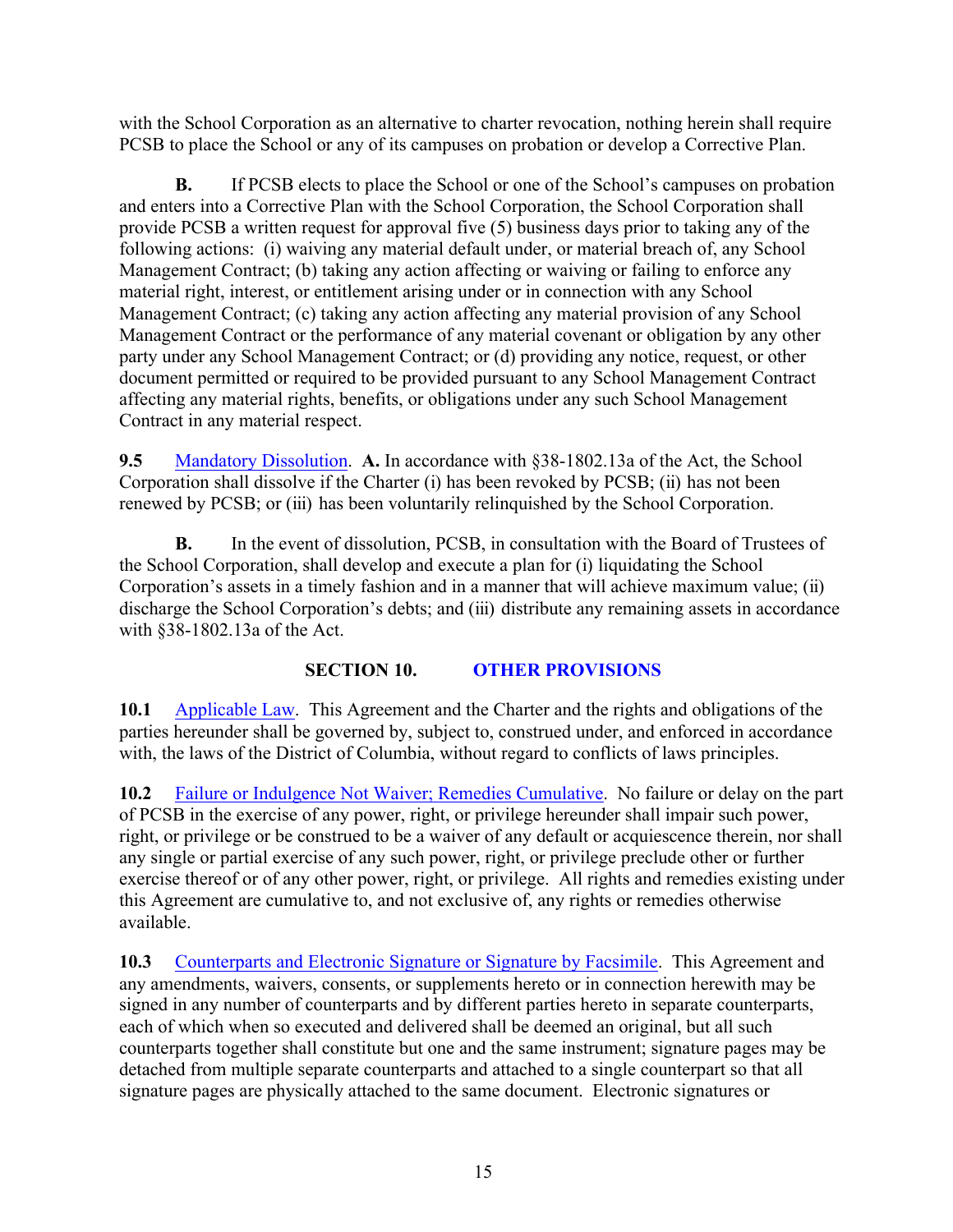with the School Corporation as an alternative to charter revocation, nothing herein shall require PCSB to place the School or any of its campuses on probation or develop a Corrective Plan.

**B.** If PCSB elects to place the School or one of the School's campuses on probation and enters into a Corrective Plan with the School Corporation, the School Corporation shall provide PCSB a written request for approval five (5) business days prior to taking any of the following actions: (i) waiving any material default under, or material breach of, any School Management Contract; (b) taking any action affecting or waiving or failing to enforce any material right, interest, or entitlement arising under or in connection with any School Management Contract; (c) taking any action affecting any material provision of any School Management Contract or the performance of any material covenant or obligation by any other party under any School Management Contract; or (d) providing any notice, request, or other document permitted or required to be provided pursuant to any School Management Contract affecting any material rights, benefits, or obligations under any such School Management Contract in any material respect.

**9.5** Mandatory Dissolution. **A.** In accordance with §38-1802.13a of the Act, the School Corporation shall dissolve if the Charter (i) has been revoked by PCSB; (ii) has not been renewed by PCSB; or (iii) has been voluntarily relinquished by the School Corporation.

**B.** In the event of dissolution, PCSB, in consultation with the Board of Trustees of the School Corporation, shall develop and execute a plan for (i) liquidating the School Corporation's assets in a timely fashion and in a manner that will achieve maximum value; (ii) discharge the School Corporation's debts; and (iii) distribute any remaining assets in accordance with §38-1802.13a of the Act.

## SECTION 10. OTHER PROVISIONS

**10.1** Applicable Law. This Agreement and the Charter and the rights and obligations of the parties hereunder shall be governed by, subject to, construed under, and enforced in accordance with, the laws of the District of Columbia, without regard to conflicts of laws principles.

**10.2** Failure or Indulgence Not Waiver; Remedies Cumulative. No failure or delay on the part of PCSB in the exercise of any power, right, or privilege hereunder shall impair such power, right, or privilege or be construed to be a waiver of any default or acquiescence therein, nor shall any single or partial exercise of any such power, right, or privilege preclude other or further exercise thereof or of any other power, right, or privilege. All rights and remedies existing under this Agreement are cumulative to, and not exclusive of, any rights or remedies otherwise available.

**10.3** Counterparts and Electronic Signature or Signature by Facsimile. This Agreement and any amendments, waivers, consents, or supplements hereto or in connection herewith may be signed in any number of counterparts and by different parties hereto in separate counterparts, each of which when so executed and delivered shall be deemed an original, but all such counterparts together shall constitute but one and the same instrument; signature pages may be detached from multiple separate counterparts and attached to a single counterpart so that all signature pages are physically attached to the same document. Electronic signatures or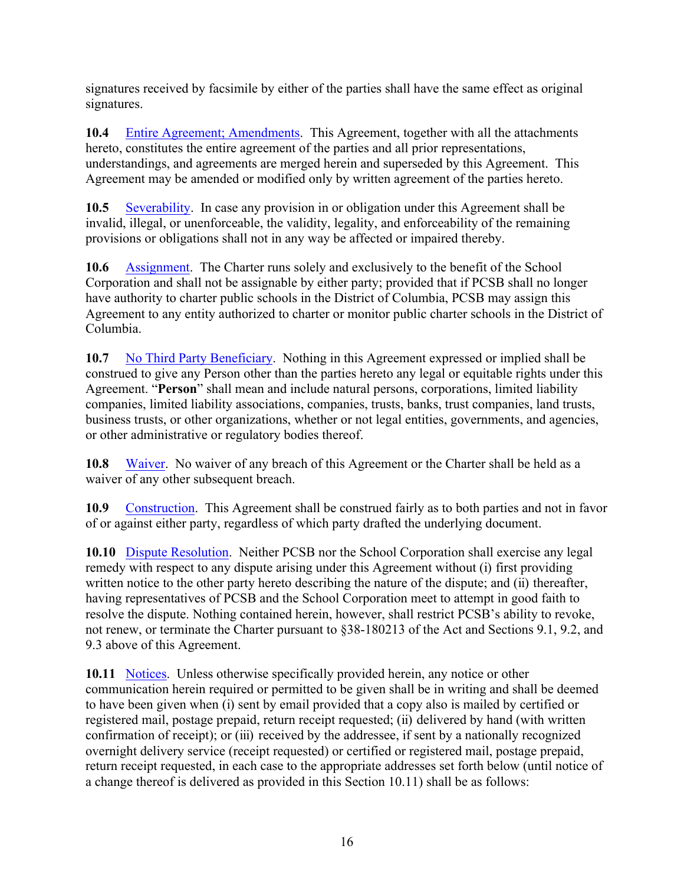signatures received by facsimile by either of the parties shall have the same effect as original signatures.

**10.4** Entire Agreement; Amendments. This Agreement, together with all the attachments hereto, constitutes the entire agreement of the parties and all prior representations, understandings, and agreements are merged herein and superseded by this Agreement. This Agreement may be amended or modified only by written agreement of the parties hereto.

**10.5** Severability. In case any provision in or obligation under this Agreement shall be invalid, illegal, or unenforceable, the validity, legality, and enforceability of the remaining provisions or obligations shall not in any way be affected or impaired thereby.

**10.6** Assignment. The Charter runs solely and exclusively to the benefit of the School Corporation and shall not be assignable by either party; provided that if PCSB shall no longer have authority to charter public schools in the District of Columbia, PCSB may assign this Agreement to any entity authorized to charter or monitor public charter schools in the District of Columbia.

**10.7** No Third Party Beneficiary. Nothing in this Agreement expressed or implied shall be construed to give any Person other than the parties hereto any legal or equitable rights under this Agreement. "**Person**" shall mean and include natural persons, corporations, limited liability companies, limited liability associations, companies, trusts, banks, trust companies, land trusts, business trusts, or other organizations, whether or not legal entities, governments, and agencies, or other administrative or regulatory bodies thereof.

**10.8** Waiver. No waiver of any breach of this Agreement or the Charter shall be held as a waiver of any other subsequent breach.

**10.9** Construction. This Agreement shall be construed fairly as to both parties and not in favor of or against either party, regardless of which party drafted the underlying document.

**10.10** Dispute Resolution. Neither PCSB nor the School Corporation shall exercise any legal remedy with respect to any dispute arising under this Agreement without (i) first providing written notice to the other party hereto describing the nature of the dispute; and (ii) thereafter, having representatives of PCSB and the School Corporation meet to attempt in good faith to resolve the dispute. Nothing contained herein, however, shall restrict PCSB's ability to revoke, not renew, or terminate the Charter pursuant to §38-180213 of the Act and Sections 9.1, 9.2, and 9.3 above of this Agreement.

**10.11** Notices. Unless otherwise specifically provided herein, any notice or other communication herein required or permitted to be given shall be in writing and shall be deemed to have been given when (i) sent by email provided that a copy also is mailed by certified or registered mail, postage prepaid, return receipt requested; (ii) delivered by hand (with written confirmation of receipt); or (iii) received by the addressee, if sent by a nationally recognized overnight delivery service (receipt requested) or certified or registered mail, postage prepaid, return receipt requested, in each case to the appropriate addresses set forth below (until notice of a change thereof is delivered as provided in this Section 10.11) shall be as follows: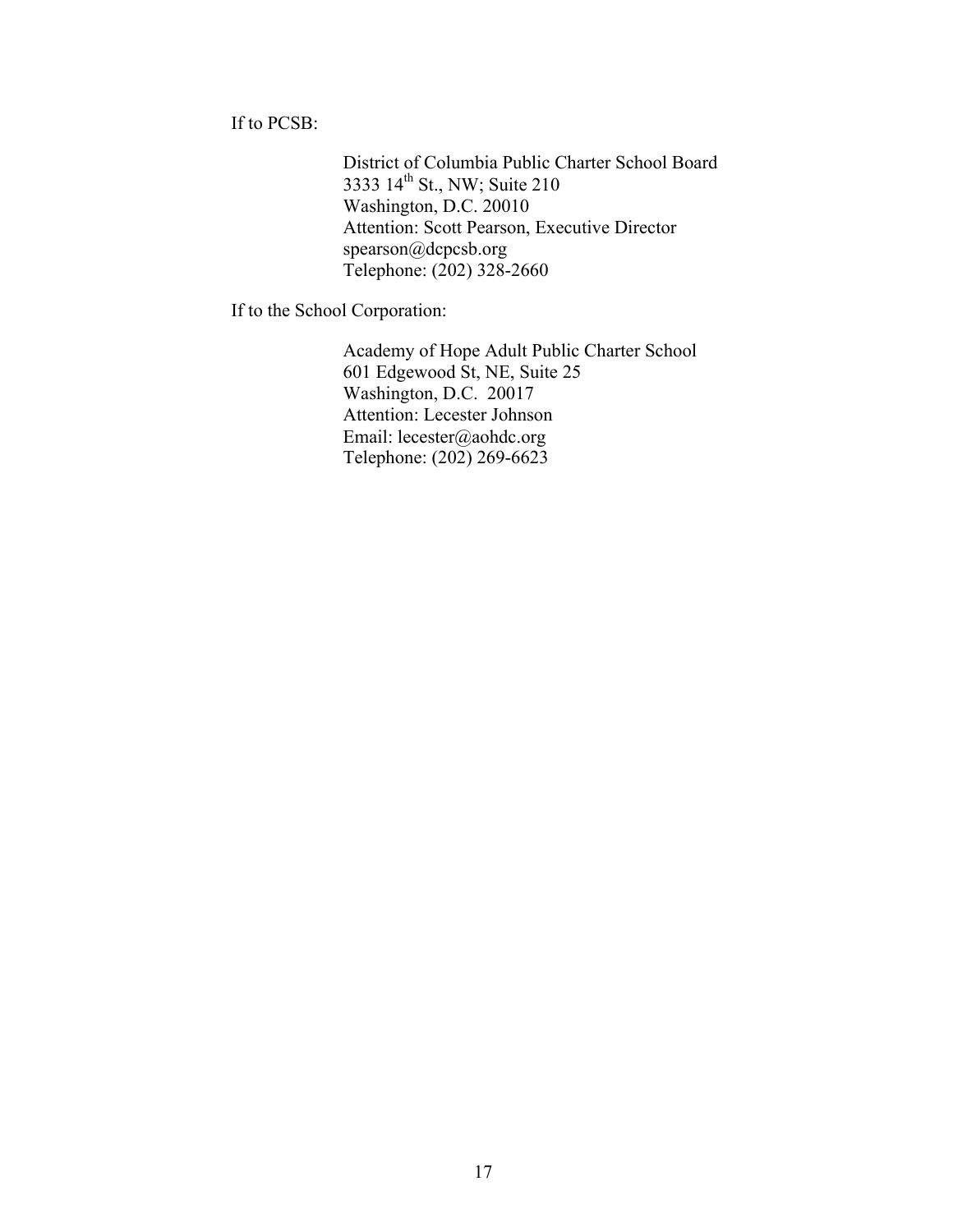If to PCSB:

District of Columbia Public Charter School Board  
3333 14th St., NW; Suite 210  
Washington, D.C. 20010  
Attention: Scott Pearson, Executive Director  
spearson@dcpcsb.org  
Telephone: (202) 328-2660

If to the School Corporation:

Academy of Hope Adult Public Charter School  
601 Edgewood St, NE, Suite 25  
Washington, D.C. 20017  
Attention: Lecester Johnson  
Email: lecester@aohdc.org  
Telephone: (202) 269-6623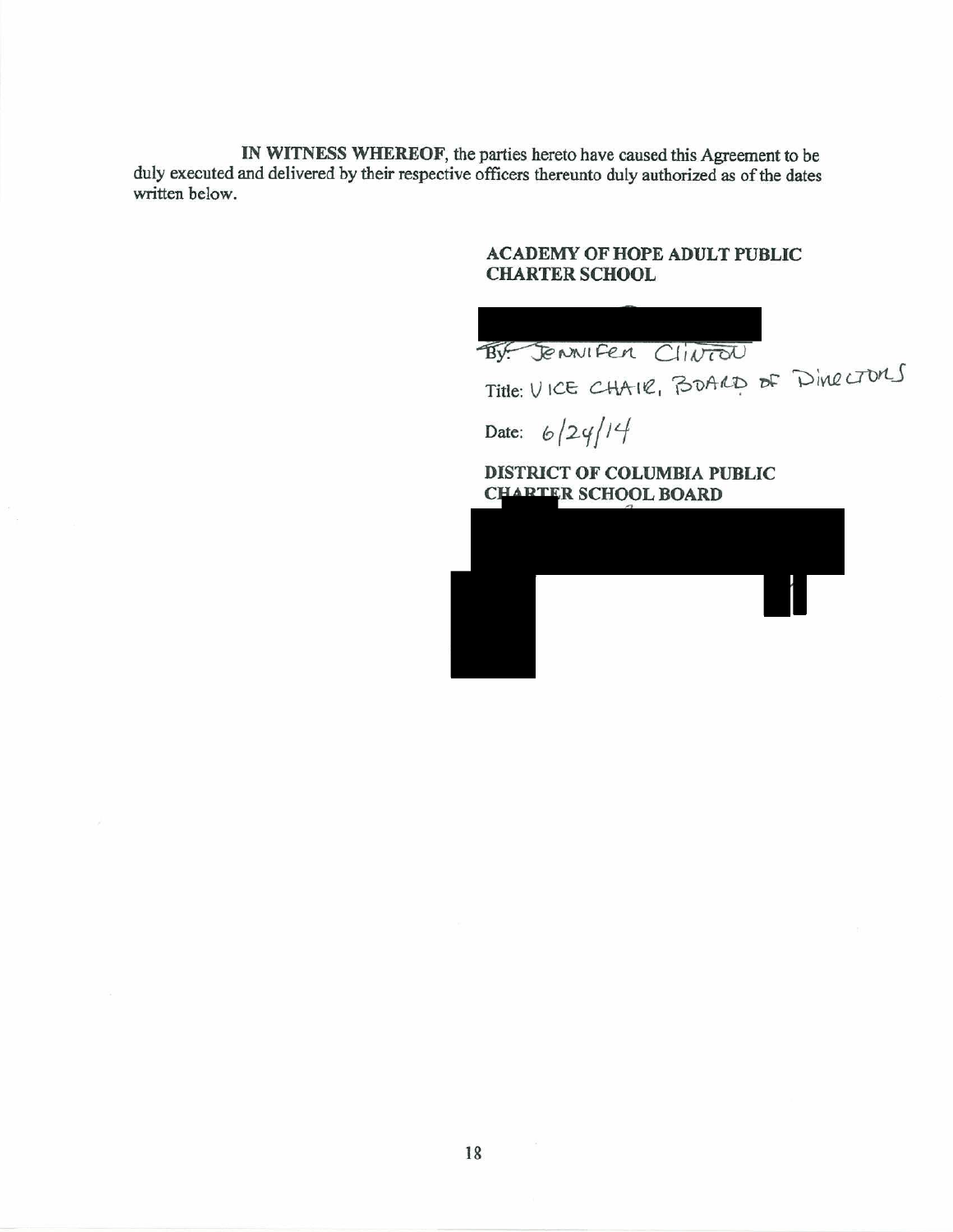**IN WITNESS WHEREOF**, the parties hereto have caused this Agreement to be duly executed and delivered by their respective officers thereunto duly authorized as of the dates written below.

**ACADEMY OF HOPE ADULT PUBLIC CHARTER SCHOOL**

By: Jennifer Clinton

Title: Vice Chair, Board of Directors

Date: 6/24/14

**DISTRICT OF COLUMBIA PUBLIC CHARTER SCHOOL BOARD**